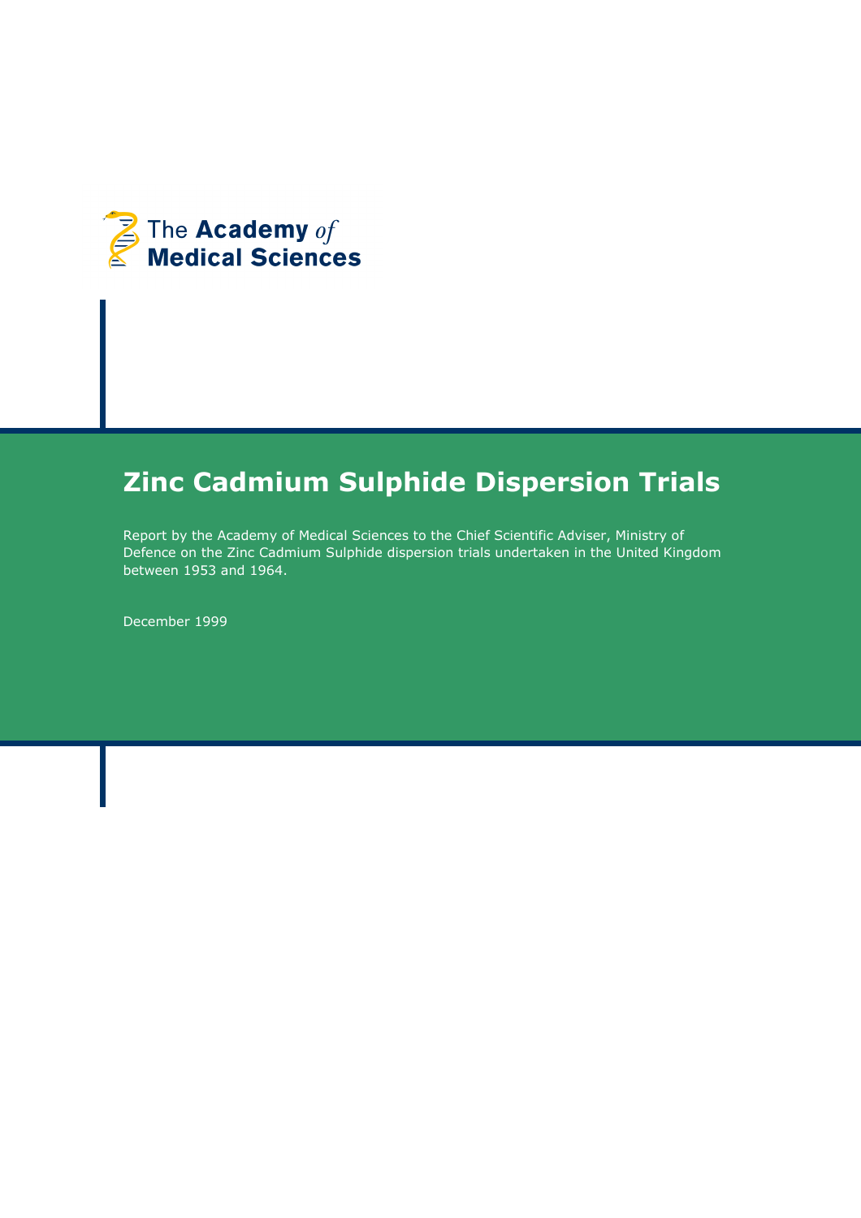The Academy *of* Medical Sciences

# Zinc Cadmium Sulphide Dispersion Trials

Report by the Academy of Medical Sciences to the Chief Scientific Adviser, Ministry of Defence on the Zinc Cadmium Sulphide dispersion trials undertaken in the United Kingdom between 1953 and 1964.

December 1999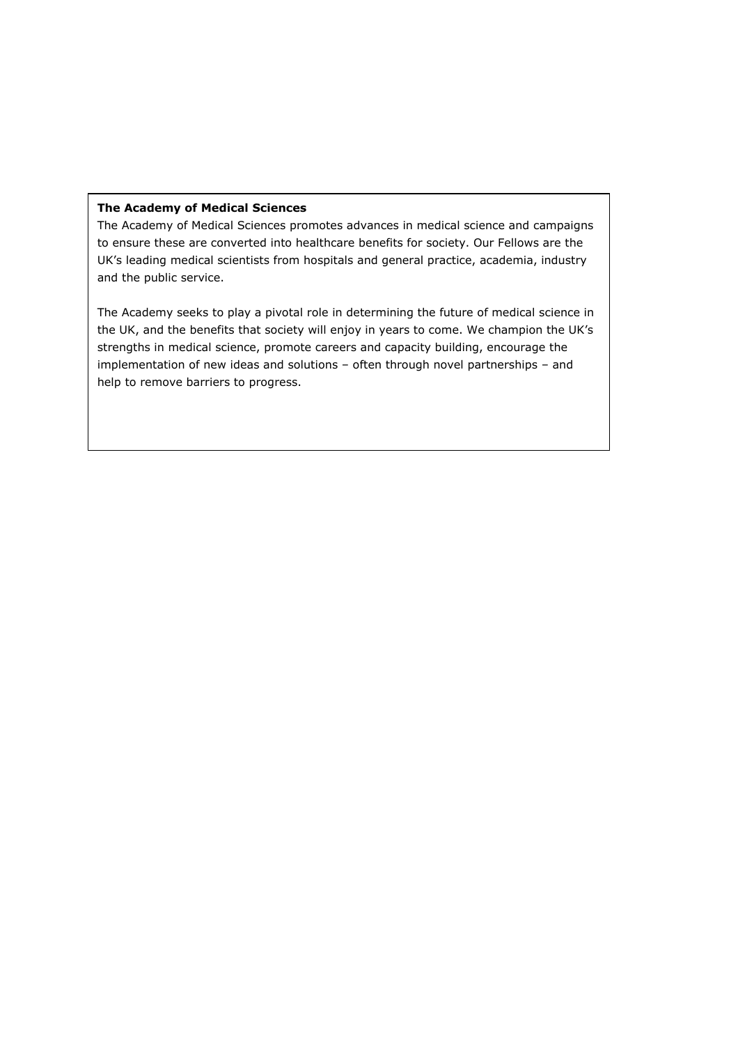**The Academy of Medical Sciences**

The Academy of Medical Sciences promotes advances in medical science and campaigns to ensure these are converted into healthcare benefits for society. Our Fellows are the UK's leading medical scientists from hospitals and general practice, academia, industry and the public service.

The Academy seeks to play a pivotal role in determining the future of medical science in the UK, and the benefits that society will enjoy in years to come. We champion the UK's strengths in medical science, promote careers and capacity building, encourage the implementation of new ideas and solutions – often through novel partnerships – and help to remove barriers to progress.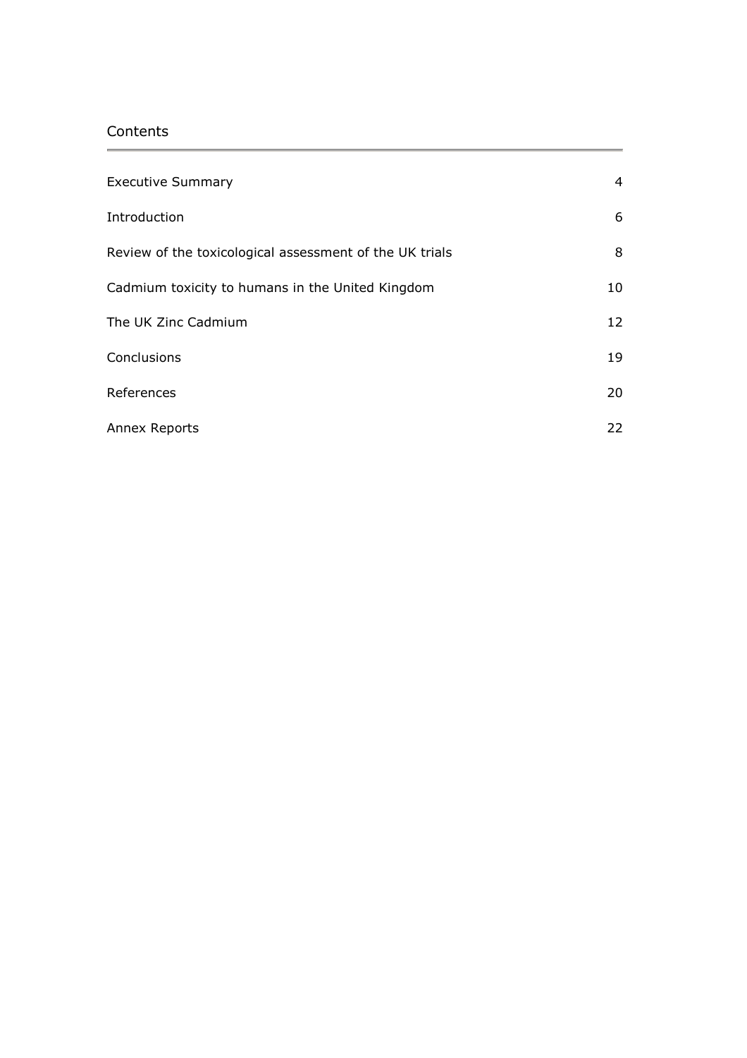## Contents

| | |
|---|---|
| Executive Summary | 4 |
| Introduction | 6 |
| Review of the toxicological assessment of the UK trials | 8 |
| Cadmium toxicity to humans in the United Kingdom | 10 |
| The UK Zinc Cadmium | 12 |
| Conclusions | 19 |
| References | 20 |
| Annex Reports | 22 |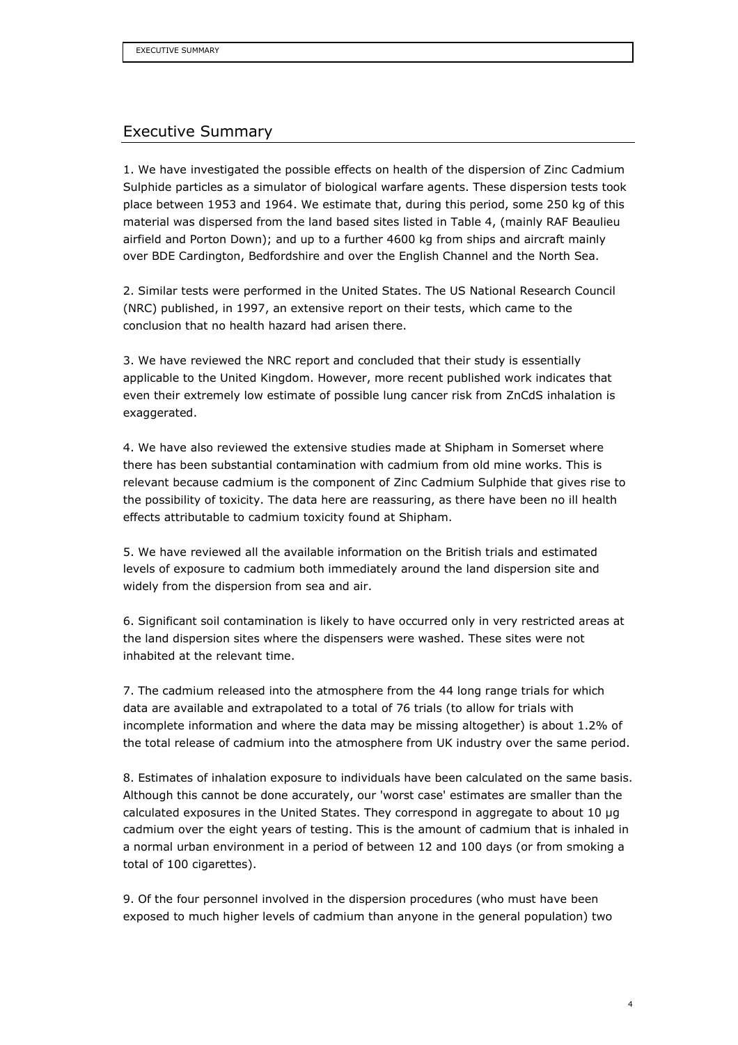## Executive Summary

1. We have investigated the possible effects on health of the dispersion of Zinc Cadmium Sulphide particles as a simulator of biological warfare agents. These dispersion tests took place between 1953 and 1964. We estimate that, during this period, some 250 kg of this material was dispersed from the land based sites listed in Table 4, (mainly RAF Beaulieu airfield and Porton Down); and up to a further 4600 kg from ships and aircraft mainly over BDE Cardington, Bedfordshire and over the English Channel and the North Sea.

2. Similar tests were performed in the United States. The US National Research Council (NRC) published, in 1997, an extensive report on their tests, which came to the conclusion that no health hazard had arisen there.

3. We have reviewed the NRC report and concluded that their study is essentially applicable to the United Kingdom. However, more recent published work indicates that even their extremely low estimate of possible lung cancer risk from ZnCdS inhalation is exaggerated.

4. We have also reviewed the extensive studies made at Shipham in Somerset where there has been substantial contamination with cadmium from old mine works. This is relevant because cadmium is the component of Zinc Cadmium Sulphide that gives rise to the possibility of toxicity. The data here are reassuring, as there have been no ill health effects attributable to cadmium toxicity found at Shipham.

5. We have reviewed all the available information on the British trials and estimated levels of exposure to cadmium both immediately around the land dispersion site and widely from the dispersion from sea and air.

6. Significant soil contamination is likely to have occurred only in very restricted areas at the land dispersion sites where the dispensers were washed. These sites were not inhabited at the relevant time.

7. The cadmium released into the atmosphere from the 44 long range trials for which data are available and extrapolated to a total of 76 trials (to allow for trials with incomplete information and where the data may be missing altogether) is about 1.2% of the total release of cadmium into the atmosphere from UK industry over the same period.

8. Estimates of inhalation exposure to individuals have been calculated on the same basis. Although this cannot be done accurately, our 'worst case' estimates are smaller than the calculated exposures in the United States. They correspond in aggregate to about 10 μg cadmium over the eight years of testing. This is the amount of cadmium that is inhaled in a normal urban environment in a period of between 12 and 100 days (or from smoking a total of 100 cigarettes).

9. Of the four personnel involved in the dispersion procedures (who must have been exposed to much higher levels of cadmium than anyone in the general population) two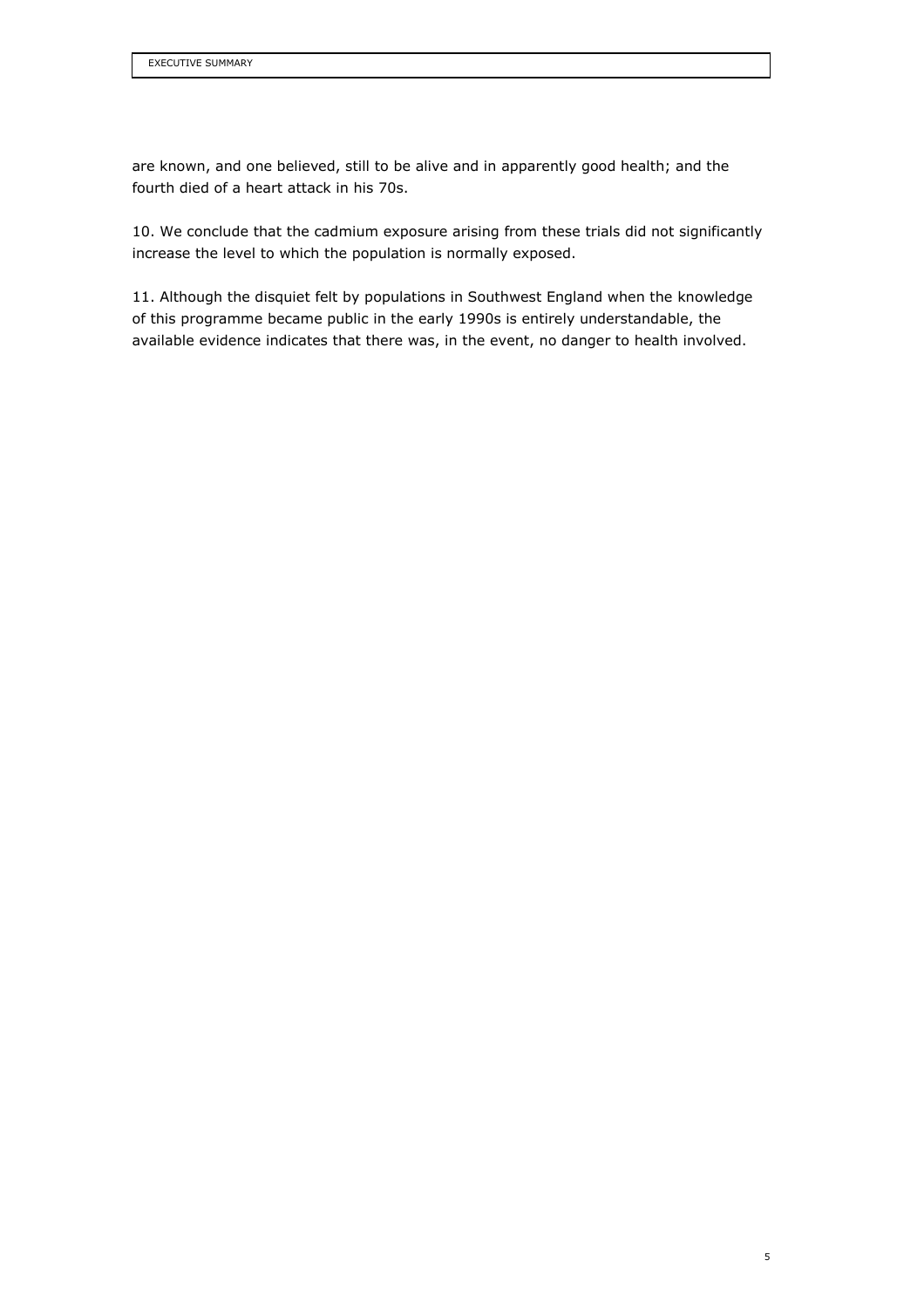are known, and one believed, still to be alive and in apparently good health; and the fourth died of a heart attack in his 70s.

10. We conclude that the cadmium exposure arising from these trials did not significantly increase the level to which the population is normally exposed.

11. Although the disquiet felt by populations in Southwest England when the knowledge of this programme became public in the early 1990s is entirely understandable, the available evidence indicates that there was, in the event, no danger to health involved.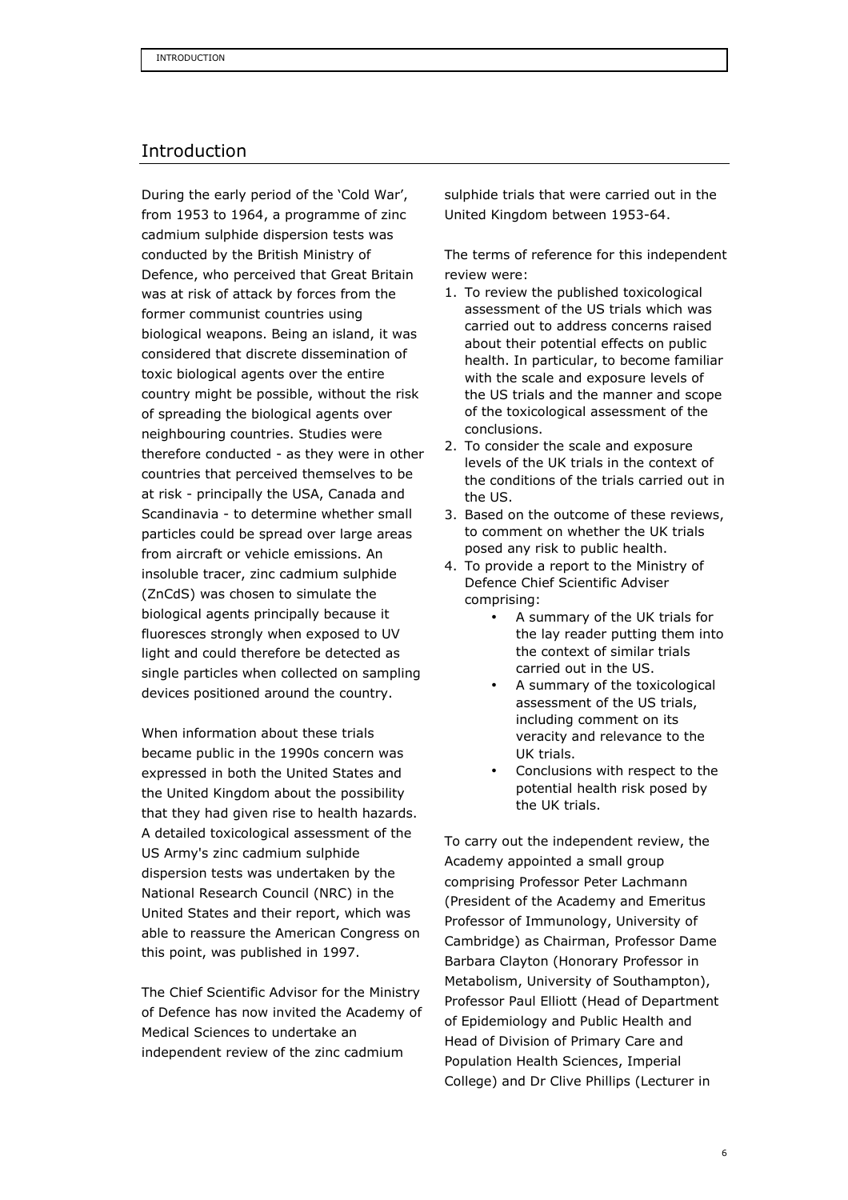# Introduction

During the early period of the 'Cold War', from 1953 to 1964, a programme of zinc cadmium sulphide dispersion tests was conducted by the British Ministry of Defence, who perceived that Great Britain was at risk of attack by forces from the former communist countries using biological weapons. Being an island, it was considered that discrete dissemination of toxic biological agents over the entire country might be possible, without the risk of spreading the biological agents over neighbouring countries. Studies were therefore conducted - as they were in other countries that perceived themselves to be at risk - principally the USA, Canada and Scandinavia - to determine whether small particles could be spread over large areas from aircraft or vehicle emissions. An insoluble tracer, zinc cadmium sulphide (ZnCdS) was chosen to simulate the biological agents principally because it fluoresces strongly when exposed to UV light and could therefore be detected as single particles when collected on sampling devices positioned around the country.

When information about these trials became public in the 1990s concern was expressed in both the United States and the United Kingdom about the possibility that they had given rise to health hazards. A detailed toxicological assessment of the US Army's zinc cadmium sulphide dispersion tests was undertaken by the National Research Council (NRC) in the United States and their report, which was able to reassure the American Congress on this point, was published in 1997.

The Chief Scientific Advisor for the Ministry of Defence has now invited the Academy of Medical Sciences to undertake an independent review of the zinc cadmium sulphide trials that were carried out in the United Kingdom between 1953-64.

The terms of reference for this independent review were:

1. To review the published toxicological assessment of the US trials which was carried out to address concerns raised about their potential effects on public health. In particular, to become familiar with the scale and exposure levels of the US trials and the manner and scope of the toxicological assessment of the conclusions.
2. To consider the scale and exposure levels of the UK trials in the context of the conditions of the trials carried out in the US.
3. Based on the outcome of these reviews, to comment on whether the UK trials posed any risk to public health.
4. To provide a report to the Ministry of Defence Chief Scientific Adviser comprising:
    - A summary of the UK trials for the lay reader putting them into the context of similar trials carried out in the US.
    - A summary of the toxicological assessment of the US trials, including comment on its veracity and relevance to the UK trials.
    - Conclusions with respect to the potential health risk posed by the UK trials.

To carry out the independent review, the Academy appointed a small group comprising Professor Peter Lachmann (President of the Academy and Emeritus Professor of Immunology, University of Cambridge) as Chairman, Professor Dame Barbara Clayton (Honorary Professor in Metabolism, University of Southampton), Professor Paul Elliott (Head of Department of Epidemiology and Public Health and Head of Division of Primary Care and Population Health Sciences, Imperial College) and Dr Clive Phillips (Lecturer in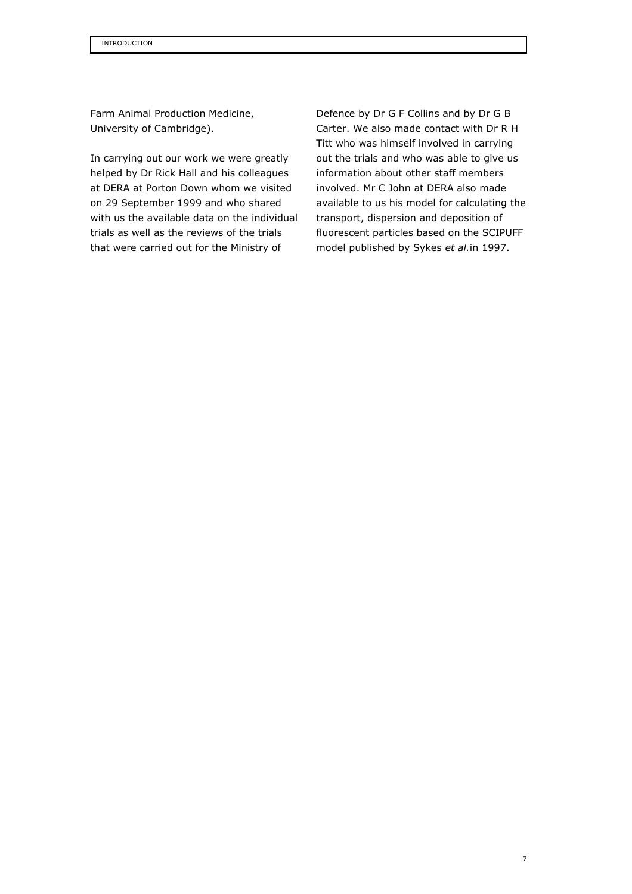Farm Animal Production Medicine, University of Cambridge).

In carrying out our work we were greatly helped by Dr Rick Hall and his colleagues at DERA at Porton Down whom we visited on 29 September 1999 and who shared with us the available data on the individual trials as well as the reviews of the trials that were carried out for the Ministry of Defence by Dr G F Collins and by Dr G B Carter. We also made contact with Dr R H Titt who was himself involved in carrying out the trials and who was able to give us information about other staff members involved. Mr C John at DERA also made available to us his model for calculating the transport, dispersion and deposition of fluorescent particles based on the SCIPUFF model published by Sykes *et al.* in 1997.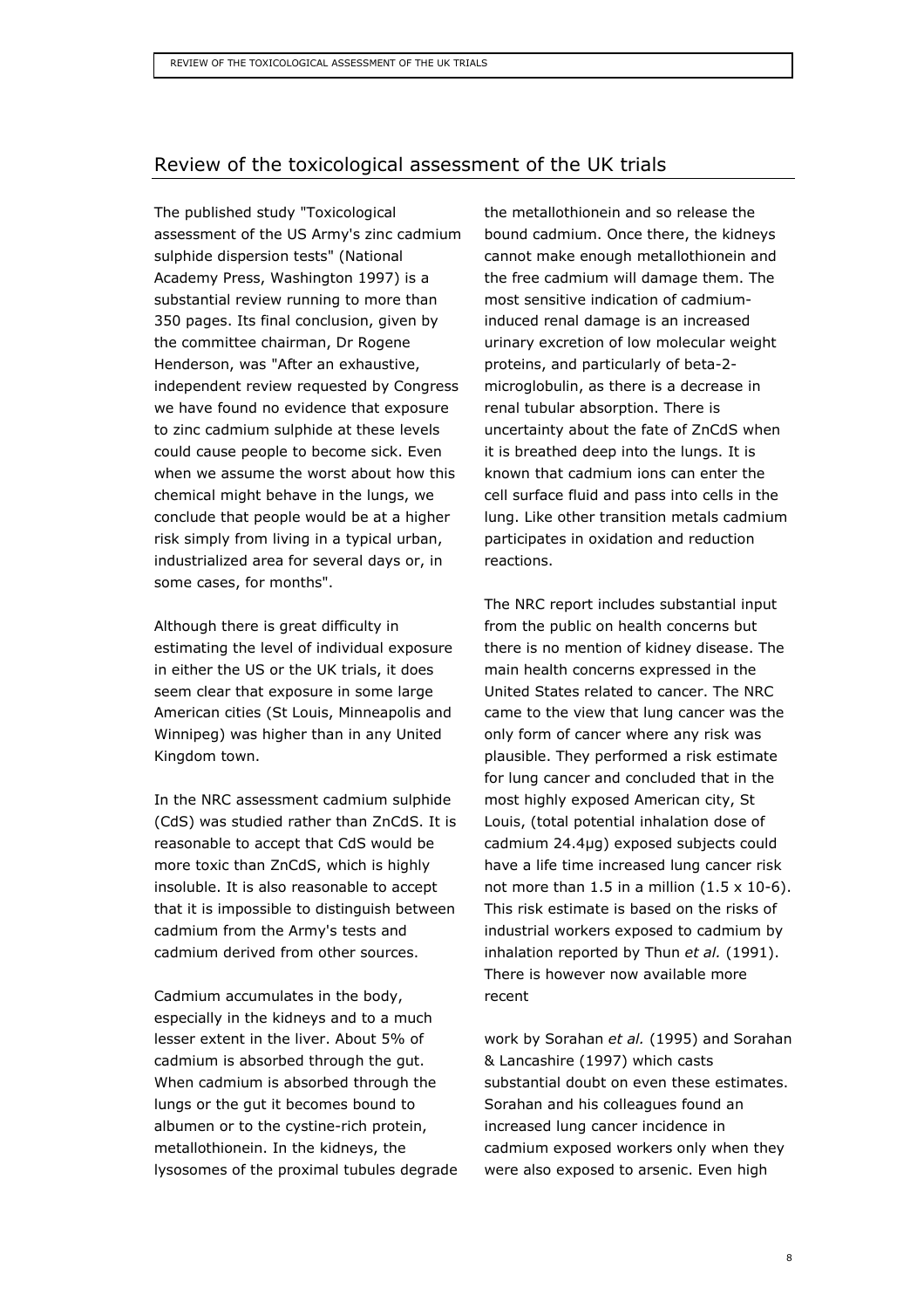## Review of the toxicological assessment of the UK trials

The published study "Toxicological assessment of the US Army's zinc cadmium sulphide dispersion tests" (National Academy Press, Washington 1997) is a substantial review running to more than 350 pages. Its final conclusion, given by the committee chairman, Dr Rogene Henderson, was "After an exhaustive, independent review requested by Congress we have found no evidence that exposure to zinc cadmium sulphide at these levels could cause people to become sick. Even when we assume the worst about how this chemical might behave in the lungs, we conclude that people would be at a higher risk simply from living in a typical urban, industrialized area for several days or, in some cases, for months".

Although there is great difficulty in estimating the level of individual exposure in either the US or the UK trials, it does seem clear that exposure in some large American cities (St Louis, Minneapolis and Winnipeg) was higher than in any United Kingdom town.

In the NRC assessment cadmium sulphide (CdS) was studied rather than ZnCdS. It is reasonable to accept that CdS would be more toxic than ZnCdS, which is highly insoluble. It is also reasonable to accept that it is impossible to distinguish between cadmium from the Army's tests and cadmium derived from other sources.

Cadmium accumulates in the body, especially in the kidneys and to a much lesser extent in the liver. About 5% of cadmium is absorbed through the gut. When cadmium is absorbed through the lungs or the gut it becomes bound to albumen or to the cystine-rich protein, metallothionein. In the kidneys, the lysosomes of the proximal tubules degrade the metallothionein and so release the bound cadmium. Once there, the kidneys cannot make enough metallothionein and the free cadmium will damage them. The most sensitive indication of cadmium-induced renal damage is an increased urinary excretion of low molecular weight proteins, and particularly of beta-2-microglobulin, as there is a decrease in renal tubular absorption. There is uncertainty about the fate of ZnCdS when it is breathed deep into the lungs. It is known that cadmium ions can enter the cell surface fluid and pass into cells in the lung. Like other transition metals cadmium participates in oxidation and reduction reactions.

The NRC report includes substantial input from the public on health concerns but there is no mention of kidney disease. The main health concerns expressed in the United States related to cancer. The NRC came to the view that lung cancer was the only form of cancer where any risk was plausible. They performed a risk estimate for lung cancer and concluded that in the most highly exposed American city, St Louis, (total potential inhalation dose of cadmium 24.4µg) exposed subjects could have a life time increased lung cancer risk not more than 1.5 in a million ($1.5 \times 10^{-6}$). This risk estimate is based on the risks of industrial workers exposed to cadmium by inhalation reported by Thun *et al.* (1991). There is however now available more recent work by Sorahan *et al.* (1995) and Sorahan & Lancashire (1997) which casts substantial doubt on even these estimates. Sorahan and his colleagues found an increased lung cancer incidence in cadmium exposed workers only when they were also exposed to arsenic. Even high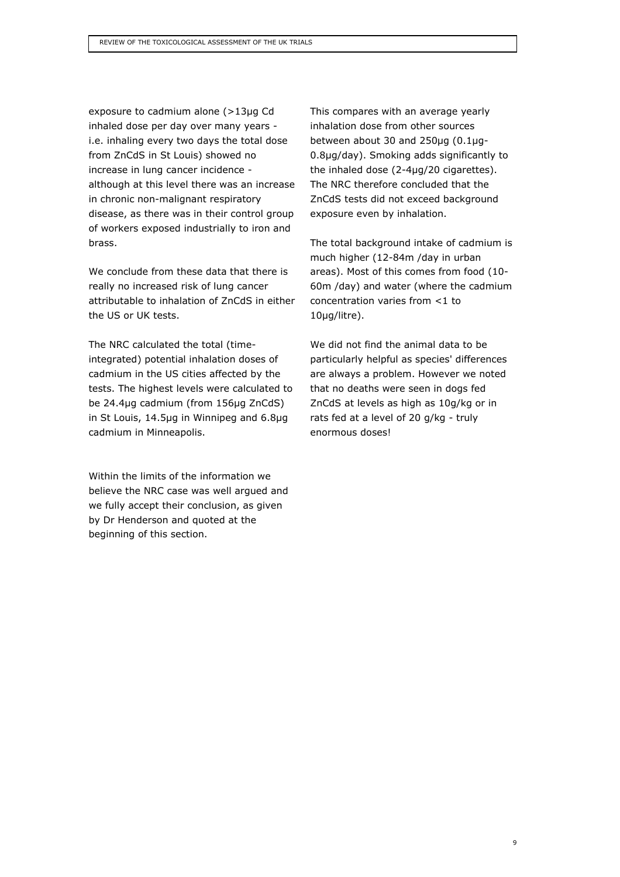exposure to cadmium alone (>13µg Cd inhaled dose per day over many years - i.e. inhaling every two days the total dose from ZnCdS in St Louis) showed no increase in lung cancer incidence - although at this level there was an increase in chronic non-malignant respiratory disease, as there was in their control group of workers exposed industrially to iron and brass.

We conclude from these data that there is really no increased risk of lung cancer attributable to inhalation of ZnCdS in either the US or UK tests.

The NRC calculated the total (time-integrated) potential inhalation doses of cadmium in the US cities affected by the tests. The highest levels were calculated to be 24.4µg cadmium (from 156µg ZnCdS) in St Louis, 14.5µg in Winnipeg and 6.8µg cadmium in Minneapolis.

Within the limits of the information we believe the NRC case was well argued and we fully accept their conclusion, as given by Dr Henderson and quoted at the beginning of this section.

This compares with an average yearly inhalation dose from other sources between about 30 and 250µg (0.1µg-0.8µg/day). Smoking adds significantly to the inhaled dose (2-4µg/20 cigarettes). The NRC therefore concluded that the ZnCdS tests did not exceed background exposure even by inhalation.

The total background intake of cadmium is much higher (12-84m /day in urban areas). Most of this comes from food (10-60m /day) and water (where the cadmium concentration varies from <1 to 10µg/litre).

We did not find the animal data to be particularly helpful as species' differences are always a problem. However we noted that no deaths were seen in dogs fed ZnCdS at levels as high as 10g/kg or in rats fed at a level of 20 g/kg - truly enormous doses!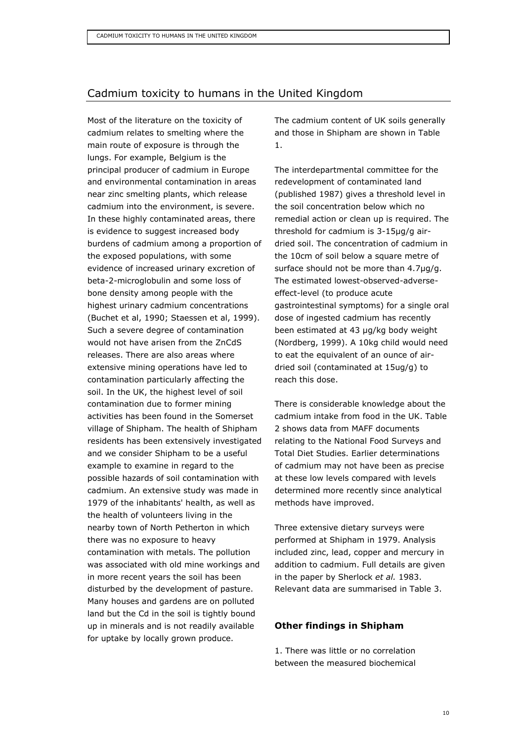## Cadmium toxicity to humans in the United Kingdom

Most of the literature on the toxicity of cadmium relates to smelting where the main route of exposure is through the lungs. For example, Belgium is the principal producer of cadmium in Europe and environmental contamination in areas near zinc smelting plants, which release cadmium into the environment, is severe. In these highly contaminated areas, there is evidence to suggest increased body burdens of cadmium among a proportion of the exposed populations, with some evidence of increased urinary excretion of beta-2-microglobulin and some loss of bone density among people with the highest urinary cadmium concentrations (Buchet et al, 1990; Staessen et al, 1999). Such a severe degree of contamination would not have arisen from the ZnCdS releases. There are also areas where extensive mining operations have led to contamination particularly affecting the soil. In the UK, the highest level of soil contamination due to former mining activities has been found in the Somerset village of Shipham. The health of Shipham residents has been extensively investigated and we consider Shipham to be a useful example to examine in regard to the possible hazards of soil contamination with cadmium. An extensive study was made in 1979 of the inhabitants' health, as well as the health of volunteers living in the nearby town of North Petherton in which there was no exposure to heavy contamination with metals. The pollution was associated with old mine workings and in more recent years the soil has been disturbed by the development of pasture. Many houses and gardens are on polluted land but the Cd in the soil is tightly bound up in minerals and is not readily available for uptake by locally grown produce.

The cadmium content of UK soils generally and those in Shipham are shown in Table 1.

The interdepartmental committee for the redevelopment of contaminated land (published 1987) gives a threshold level in the soil concentration below which no remedial action or clean up is required. The threshold for cadmium is 3-15µg/g air-dried soil. The concentration of cadmium in the 10cm of soil below a square metre of surface should not be more than 4.7µg/g. The estimated lowest-observed-adverse-effect-level (to produce acute gastrointestinal symptoms) for a single oral dose of ingested cadmium has recently been estimated at 43 µg/kg body weight (Nordberg, 1999). A 10kg child would need to eat the equivalent of an ounce of air-dried soil (contaminated at 15ug/g) to reach this dose.

There is considerable knowledge about the cadmium intake from food in the UK. Table 2 shows data from MAFF documents relating to the National Food Surveys and Total Diet Studies. Earlier determinations of cadmium may not have been as precise at these low levels compared with levels determined more recently since analytical methods have improved.

Three extensive dietary surveys were performed at Shipham in 1979. Analysis included zinc, lead, copper and mercury in addition to cadmium. Full details are given in the paper by Sherlock *et al.* 1983. Relevant data are summarised in Table 3.

### Other findings in Shipham

1. There was little or no correlation between the measured biochemical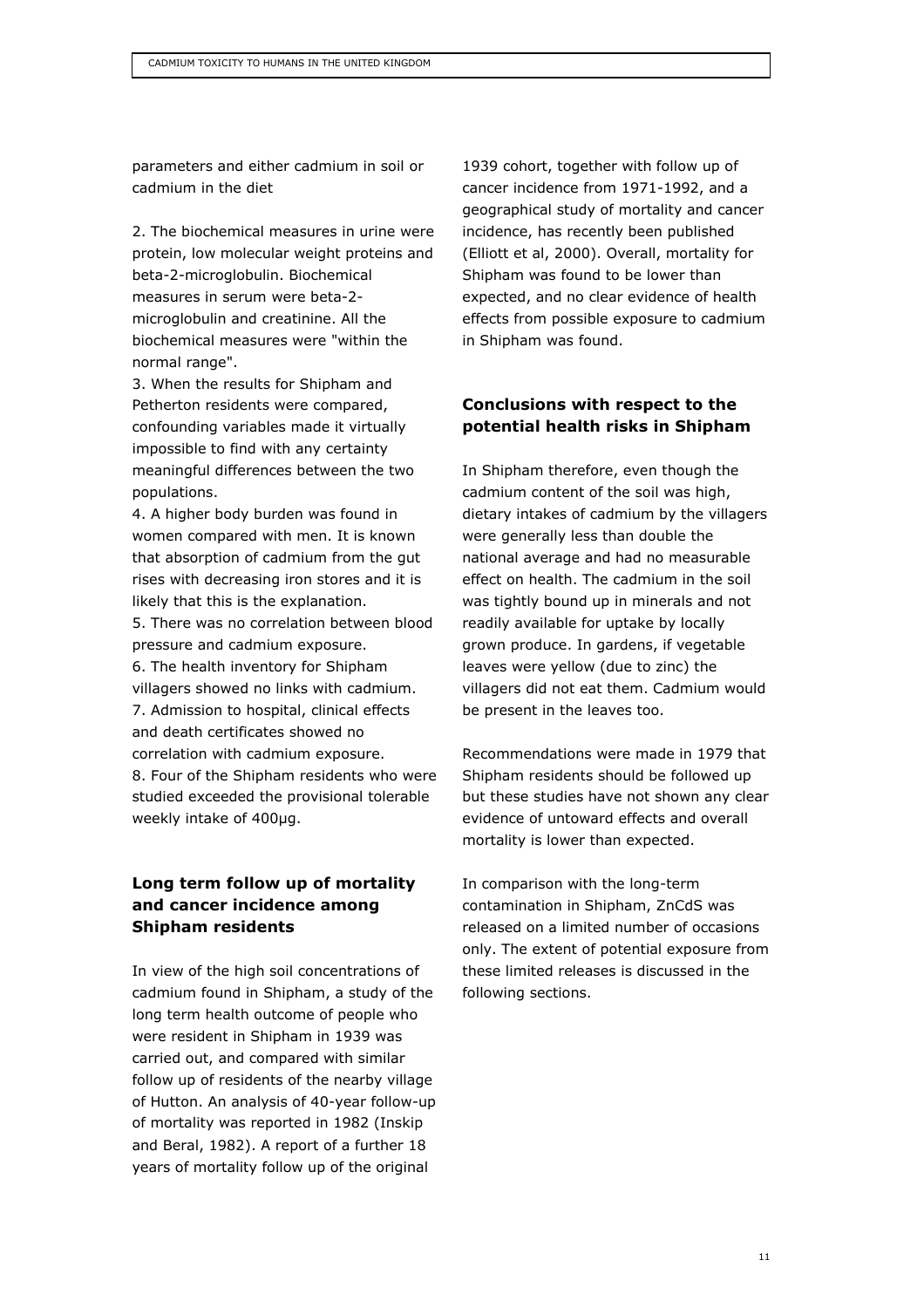parameters and either cadmium in soil or cadmium in the diet

2. The biochemical measures in urine were protein, low molecular weight proteins and beta-2-microglobulin. Biochemical measures in serum were beta-2-microglobulin and creatinine. All the biochemical measures were "within the normal range".
3. When the results for Shipham and Petherton residents were compared, confounding variables made it virtually impossible to find with any certainty meaningful differences between the two populations.
4. A higher body burden was found in women compared with men. It is known that absorption of cadmium from the gut rises with decreasing iron stores and it is likely that this is the explanation.
5. There was no correlation between blood pressure and cadmium exposure.
6. The health inventory for Shipham villagers showed no links with cadmium.
7. Admission to hospital, clinical effects and death certificates showed no correlation with cadmium exposure.
8. Four of the Shipham residents who were studied exceeded the provisional tolerable weekly intake of 400µg.

## Long term follow up of mortality and cancer incidence among Shipham residents

In view of the high soil concentrations of cadmium found in Shipham, a study of the long term health outcome of people who were resident in Shipham in 1939 was carried out, and compared with similar follow up of residents of the nearby village of Hutton. An analysis of 40-year follow-up of mortality was reported in 1982 (Inskip and Beral, 1982). A report of a further 18 years of mortality follow up of the original 1939 cohort, together with follow up of cancer incidence from 1971-1992, and a geographical study of mortality and cancer incidence, has recently been published (Elliott et al, 2000). Overall, mortality for Shipham was found to be lower than expected, and no clear evidence of health effects from possible exposure to cadmium in Shipham was found.

## Conclusions with respect to the potential health risks in Shipham

In Shipham therefore, even though the cadmium content of the soil was high, dietary intakes of cadmium by the villagers were generally less than double the national average and had no measurable effect on health. The cadmium in the soil was tightly bound up in minerals and not readily available for uptake by locally grown produce. In gardens, if vegetable leaves were yellow (due to zinc) the villagers did not eat them. Cadmium would be present in the leaves too.

Recommendations were made in 1979 that Shipham residents should be followed up but these studies have not shown any clear evidence of untoward effects and overall mortality is lower than expected.

In comparison with the long-term contamination in Shipham, ZnCdS was released on a limited number of occasions only. The extent of potential exposure from these limited releases is discussed in the following sections.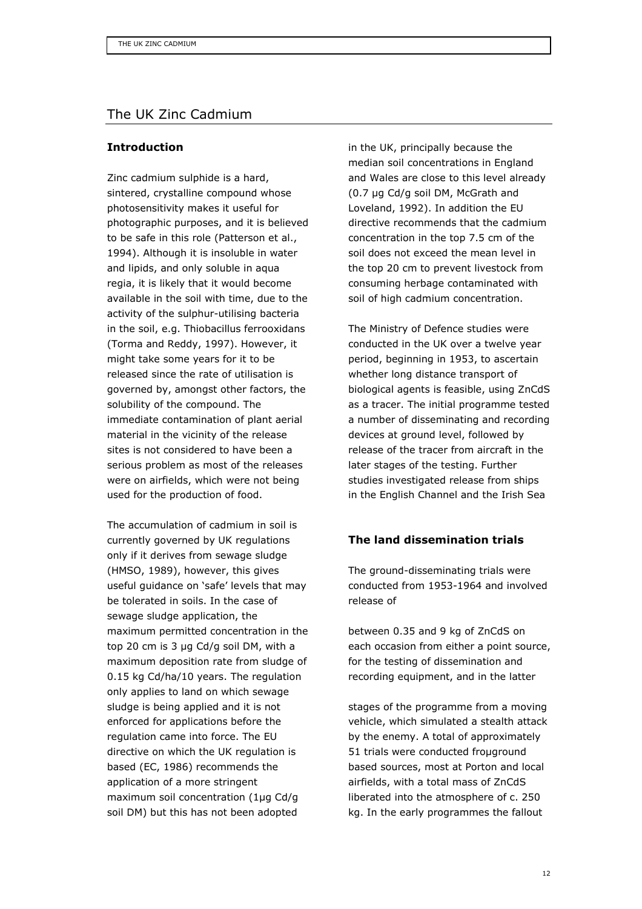## The UK Zinc Cadmium

### Introduction

Zinc cadmium sulphide is a hard, sintered, crystalline compound whose photosensitivity makes it useful for photographic purposes, and it is believed to be safe in this role (Patterson et al., 1994). Although it is insoluble in water and lipids, and only soluble in aqua regia, it is likely that it would become available in the soil with time, due to the activity of the sulphur-utilising bacteria in the soil, e.g. Thiobacillus ferrooxidans (Torma and Reddy, 1997). However, it might take some years for it to be released since the rate of utilisation is governed by, amongst other factors, the solubility of the compound. The immediate contamination of plant aerial material in the vicinity of the release sites is not considered to have been a serious problem as most of the releases were on airfields, which were not being used for the production of food.

The accumulation of cadmium in soil is currently governed by UK regulations only if it derives from sewage sludge (HMSO, 1989), however, this gives useful guidance on 'safe' levels that may be tolerated in soils. In the case of sewage sludge application, the maximum permitted concentration in the top 20 cm is 3 µg Cd/g soil DM, with a maximum deposition rate from sludge of 0.15 kg Cd/ha/10 years. The regulation only applies to land on which sewage sludge is being applied and it is not enforced for applications before the regulation came into force. The EU directive on which the UK regulation is based (EC, 1986) recommends the application of a more stringent maximum soil concentration (1µg Cd/g soil DM) but this has not been adopted in the UK, principally because the median soil concentrations in England and Wales are close to this level already (0.7 µg Cd/g soil DM, McGrath and Loveland, 1992). In addition the EU directive recommends that the cadmium concentration in the top 7.5 cm of the soil does not exceed the mean level in the top 20 cm to prevent livestock from consuming herbage contaminated with soil of high cadmium concentration.

The Ministry of Defence studies were conducted in the UK over a twelve year period, beginning in 1953, to ascertain whether long distance transport of biological agents is feasible, using ZnCdS as a tracer. The initial programme tested a number of disseminating and recording devices at ground level, followed by release of the tracer from aircraft in the later stages of the testing. Further studies investigated release from ships in the English Channel and the Irish Sea

### The land dissemination trials

The ground-disseminating trials were conducted from 1953-1964 and involved release of between 0.35 and 9 kg of ZnCdS on each occasion from either a point source, for the testing of dissemination and recording equipment, and in the latter stages of the programme from a moving vehicle, which simulated a stealth attack by the enemy. A total of approximately 51 trials were conducted froɥground based sources, most at Porton and local airfields, with a total mass of ZnCdS liberated into the atmosphere of c. 250 kg. In the early programmes the fallout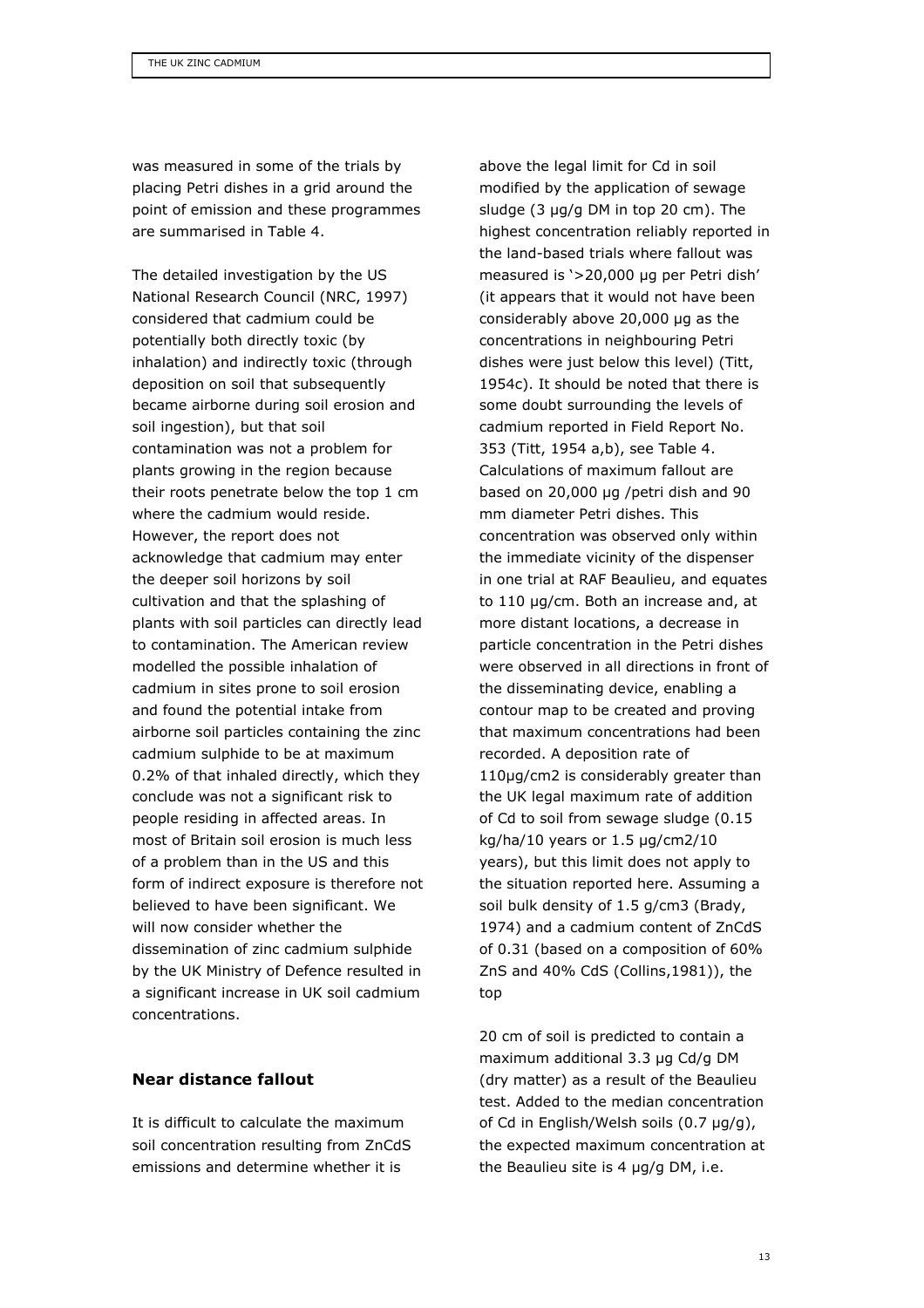was measured in some of the trials by placing Petri dishes in a grid around the point of emission and these programmes are summarised in Table 4.

The detailed investigation by the US National Research Council (NRC, 1997) considered that cadmium could be potentially both directly toxic (by inhalation) and indirectly toxic (through deposition on soil that subsequently became airborne during soil erosion and soil ingestion), but that soil contamination was not a problem for plants growing in the region because their roots penetrate below the top 1 cm where the cadmium would reside. However, the report does not acknowledge that cadmium may enter the deeper soil horizons by soil cultivation and that the splashing of plants with soil particles can directly lead to contamination. The American review modelled the possible inhalation of cadmium in sites prone to soil erosion and found the potential intake from airborne soil particles containing the zinc cadmium sulphide to be at maximum 0.2% of that inhaled directly, which they conclude was not a significant risk to people residing in affected areas. In most of Britain soil erosion is much less of a problem than in the US and this form of indirect exposure is therefore not believed to have been significant. We will now consider whether the dissemination of zinc cadmium sulphide by the UK Ministry of Defence resulted in a significant increase in UK soil cadmium concentrations.

### Near distance fallout

It is difficult to calculate the maximum soil concentration resulting from ZnCdS emissions and determine whether it is above the legal limit for Cd in soil modified by the application of sewage sludge (3 µg/g DM in top 20 cm). The highest concentration reliably reported in the land-based trials where fallout was measured is '>20,000 µg per Petri dish' (it appears that it would not have been considerably above 20,000 µg as the concentrations in neighbouring Petri dishes were just below this level) (Titt, 1954c). It should be noted that there is some doubt surrounding the levels of cadmium reported in Field Report No. 353 (Titt, 1954 a,b), see Table 4. Calculations of maximum fallout are based on 20,000 µg /petri dish and 90 mm diameter Petri dishes. This concentration was observed only within the immediate vicinity of the dispenser in one trial at RAF Beaulieu, and equates to 110 µg/cm. Both an increase and, at more distant locations, a decrease in particle concentration in the Petri dishes were observed in all directions in front of the disseminating device, enabling a contour map to be created and proving that maximum concentrations had been recorded. A deposition rate of 110µg/cm2 is considerably greater than the UK legal maximum rate of addition of Cd to soil from sewage sludge (0.15 kg/ha/10 years or 1.5 µg/cm2/10 years), but this limit does not apply to the situation reported here. Assuming a soil bulk density of 1.5 g/cm3 (Brady, 1974) and a cadmium content of ZnCdS of 0.31 (based on a composition of 60% ZnS and 40% CdS (Collins,1981)), the top

20 cm of soil is predicted to contain a maximum additional 3.3 µg Cd/g DM (dry matter) as a result of the Beaulieu test. Added to the median concentration of Cd in English/Welsh soils (0.7 µg/g), the expected maximum concentration at the Beaulieu site is 4 µg/g DM, i.e.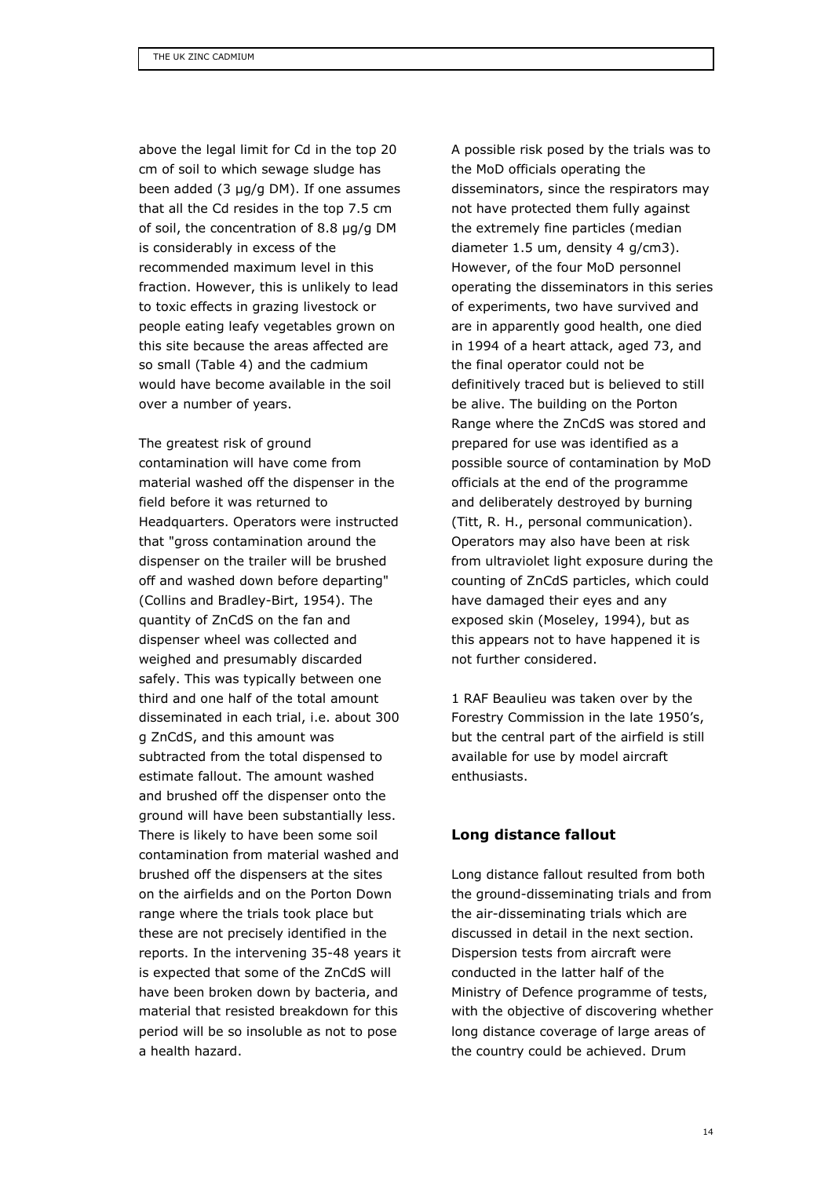above the legal limit for Cd in the top 20 cm of soil to which sewage sludge has been added (3 μg/g DM). If one assumes that all the Cd resides in the top 7.5 cm of soil, the concentration of 8.8 μg/g DM is considerably in excess of the recommended maximum level in this fraction. However, this is unlikely to lead to toxic effects in grazing livestock or people eating leafy vegetables grown on this site because the areas affected are so small (Table 4) and the cadmium would have become available in the soil over a number of years.

The greatest risk of ground contamination will have come from material washed off the dispenser in the field before it was returned to Headquarters. Operators were instructed that "gross contamination around the dispenser on the trailer will be brushed off and washed down before departing" (Collins and Bradley-Birt, 1954). The quantity of ZnCdS on the fan and dispenser wheel was collected and weighed and presumably discarded safely. This was typically between one third and one half of the total amount disseminated in each trial, i.e. about 300 g ZnCdS, and this amount was subtracted from the total dispensed to estimate fallout. The amount washed and brushed off the dispenser onto the ground will have been substantially less. There is likely to have been some soil contamination from material washed and brushed off the dispensers at the sites on the airfields and on the Porton Down range where the trials took place but these are not precisely identified in the reports. In the intervening 35-48 years it is expected that some of the ZnCdS will have been broken down by bacteria, and material that resisted breakdown for this period will be so insoluble as not to pose a health hazard.

A possible risk posed by the trials was to the MoD officials operating the disseminators, since the respirators may not have protected them fully against the extremely fine particles (median diameter 1.5 um, density 4 g/cm3). However, of the four MoD personnel operating the disseminators in this series of experiments, two have survived and are in apparently good health, one died in 1994 of a heart attack, aged 73, and the final operator could not be definitively traced but is believed to still be alive. The building on the Porton Range where the ZnCdS was stored and prepared for use was identified as a possible source of contamination by MoD officials at the end of the programme and deliberately destroyed by burning (Titt, R. H., personal communication). Operators may also have been at risk from ultraviolet light exposure during the counting of ZnCdS particles, which could have damaged their eyes and any exposed skin (Moseley, 1994), but as this appears not to have happened it is not further considered.

1 RAF Beaulieu was taken over by the Forestry Commission in the late 1950's, but the central part of the airfield is still available for use by model aircraft enthusiasts.

### Long distance fallout

Long distance fallout resulted from both the ground-disseminating trials and from the air-disseminating trials which are discussed in detail in the next section. Dispersion tests from aircraft were conducted in the latter half of the Ministry of Defence programme of tests, with the objective of discovering whether long distance coverage of large areas of the country could be achieved. Drum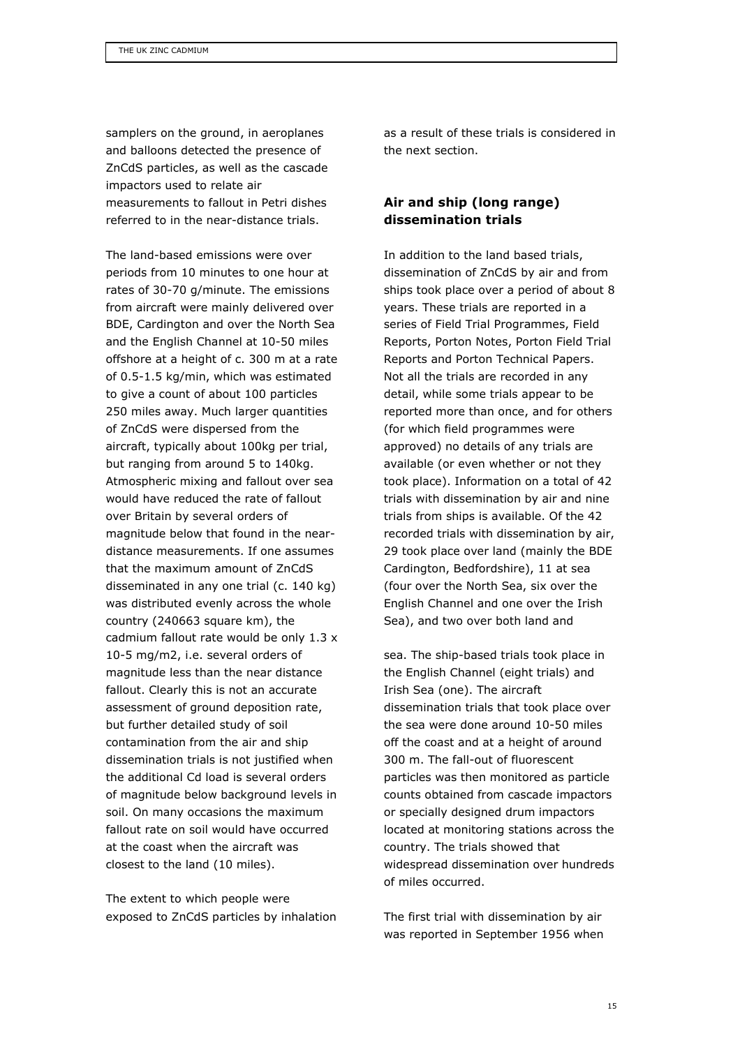samplers on the ground, in aeroplanes and balloons detected the presence of ZnCdS particles, as well as the cascade impactors used to relate air measurements to fallout in Petri dishes referred to in the near-distance trials.

The land-based emissions were over periods from 10 minutes to one hour at rates of 30-70 g/minute. The emissions from aircraft were mainly delivered over BDE, Cardington and over the North Sea and the English Channel at 10-50 miles offshore at a height of c. 300 m at a rate of 0.5-1.5 kg/min, which was estimated to give a count of about 100 particles 250 miles away. Much larger quantities of ZnCdS were dispersed from the aircraft, typically about 100kg per trial, but ranging from around 5 to 140kg. Atmospheric mixing and fallout over sea would have reduced the rate of fallout over Britain by several orders of magnitude below that found in the near-distance measurements. If one assumes that the maximum amount of ZnCdS disseminated in any one trial (c. 140 kg) was distributed evenly across the whole country (240663 square km), the cadmium fallout rate would be only $1.3 \times 10^{-5}$ mg/m2, i.e. several orders of magnitude less than the near distance fallout. Clearly this is not an accurate assessment of ground deposition rate, but further detailed study of soil contamination from the air and ship dissemination trials is not justified when the additional Cd load is several orders of magnitude below background levels in soil. On many occasions the maximum fallout rate on soil would have occurred at the coast when the aircraft was closest to the land (10 miles).

The extent to which people were exposed to ZnCdS particles by inhalation as a result of these trials is considered in the next section.

## Air and ship (long range) dissemination trials

In addition to the land based trials, dissemination of ZnCdS by air and from ships took place over a period of about 8 years. These trials are reported in a series of Field Trial Programmes, Field Reports, Porton Notes, Porton Field Trial Reports and Porton Technical Papers. Not all the trials are recorded in any detail, while some trials appear to be reported more than once, and for others (for which field programmes were approved) no details of any trials are available (or even whether or not they took place). Information on a total of 42 trials with dissemination by air and nine trials from ships is available. Of the 42 recorded trials with dissemination by air, 29 took place over land (mainly the BDE Cardington, Bedfordshire), 11 at sea (four over the North Sea, six over the English Channel and one over the Irish Sea), and two over both land and sea. The ship-based trials took place in the English Channel (eight trials) and Irish Sea (one). The aircraft dissemination trials that took place over the sea were done around 10-50 miles off the coast and at a height of around 300 m. The fall-out of fluorescent particles was then monitored as particle counts obtained from cascade impactors or specially designed drum impactors located at monitoring stations across the country. The trials showed that widespread dissemination over hundreds of miles occurred.

The first trial with dissemination by air was reported in September 1956 when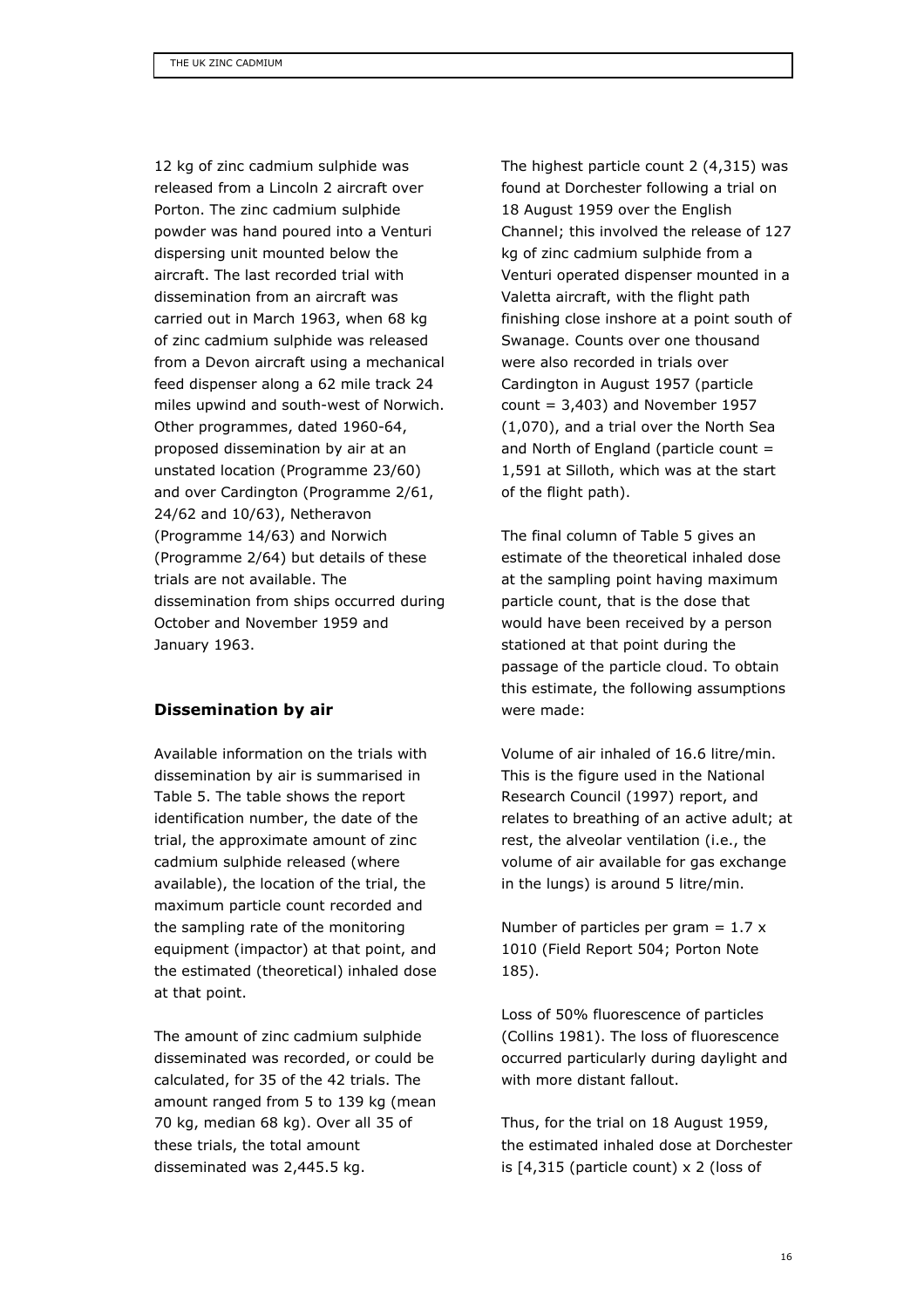12 kg of zinc cadmium sulphide was released from a Lincoln 2 aircraft over Porton. The zinc cadmium sulphide powder was hand poured into a Venturi dispersing unit mounted below the aircraft. The last recorded trial with dissemination from an aircraft was carried out in March 1963, when 68 kg of zinc cadmium sulphide was released from a Devon aircraft using a mechanical feed dispenser along a 62 mile track 24 miles upwind and south-west of Norwich. Other programmes, dated 1960-64, proposed dissemination by air at an unstated location (Programme 23/60) and over Cardington (Programme 2/61, 24/62 and 10/63), Netheravon (Programme 14/63) and Norwich (Programme 2/64) but details of these trials are not available. The dissemination from ships occurred during October and November 1959 and January 1963.

## Dissemination by air

Available information on the trials with dissemination by air is summarised in Table 5. The table shows the report identification number, the date of the trial, the approximate amount of zinc cadmium sulphide released (where available), the location of the trial, the maximum particle count recorded and the sampling rate of the monitoring equipment (impactor) at that point, and the estimated (theoretical) inhaled dose at that point.

The amount of zinc cadmium sulphide disseminated was recorded, or could be calculated, for 35 of the 42 trials. The amount ranged from 5 to 139 kg (mean 70 kg, median 68 kg). Over all 35 of these trials, the total amount disseminated was 2,445.5 kg.

The highest particle count 2 (4,315) was found at Dorchester following a trial on 18 August 1959 over the English Channel; this involved the release of 127 kg of zinc cadmium sulphide from a Venturi operated dispenser mounted in a Valetta aircraft, with the flight path finishing close inshore at a point south of Swanage. Counts over one thousand were also recorded in trials over Cardington in August 1957 (particle count = 3,403) and November 1957 (1,070), and a trial over the North Sea and North of England (particle count = 1,591 at Silloth, which was at the start of the flight path).

The final column of Table 5 gives an estimate of the theoretical inhaled dose at the sampling point having maximum particle count, that is the dose that would have been received by a person stationed at that point during the passage of the particle cloud. To obtain this estimate, the following assumptions were made:

Volume of air inhaled of 16.6 litre/min. This is the figure used in the National Research Council (1997) report, and relates to breathing of an active adult; at rest, the alveolar ventilation (i.e., the volume of air available for gas exchange in the lungs) is around 5 litre/min.

Number of particles per gram = $1.7 \times 10^{10}$ (Field Report 504; Porton Note 185).

Loss of 50% fluorescence of particles (Collins 1981). The loss of fluorescence occurred particularly during daylight and with more distant fallout.

Thus, for the trial on 18 August 1959, the estimated inhaled dose at Dorchester is [4,315 (particle count) x 2 (loss of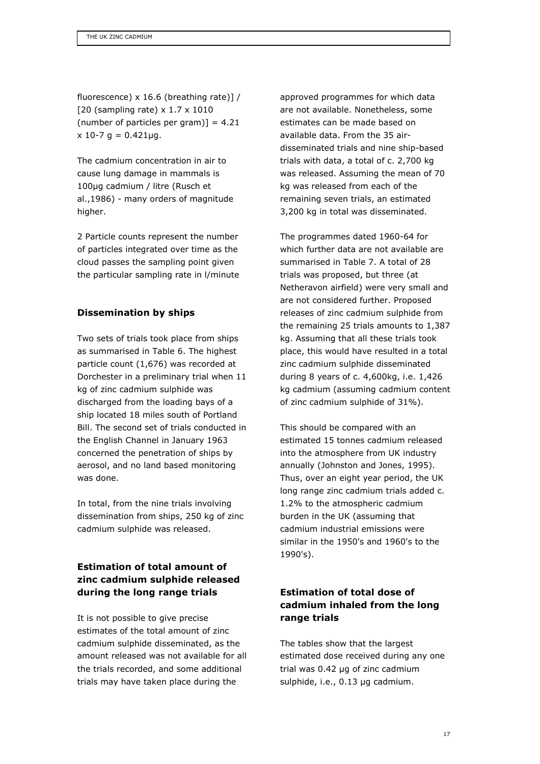fluorescence) x 16.6 (breathing rate)] / [20 (sampling rate) x $1.7 \times 10^{10}$ (number of particles per gram)] = $4.21 \times 10^{-7}$ g = 0.421µg.

The cadmium concentration in air to cause lung damage in mammals is 100µg cadmium / litre (Rusch et al.,1986) - many orders of magnitude higher.

2 Particle counts represent the number of particles integrated over time as the cloud passes the sampling point given the particular sampling rate in l/minute

### Dissemination by ships

Two sets of trials took place from ships as summarised in Table 6. The highest particle count (1,676) was recorded at Dorchester in a preliminary trial when 11 kg of zinc cadmium sulphide was discharged from the loading bays of a ship located 18 miles south of Portland Bill. The second set of trials conducted in the English Channel in January 1963 concerned the penetration of ships by aerosol, and no land based monitoring was done.

In total, from the nine trials involving dissemination from ships, 250 kg of zinc cadmium sulphide was released.

## Estimation of total amount of zinc cadmium sulphide released during the long range trials

It is not possible to give precise estimates of the total amount of zinc cadmium sulphide disseminated, as the amount released was not available for all the trials recorded, and some additional trials may have taken place during the approved programmes for which data are not available. Nonetheless, some estimates can be made based on available data. From the 35 air-disseminated trials and nine ship-based trials with data, a total of c. 2,700 kg was released. Assuming the mean of 70 kg was released from each of the remaining seven trials, an estimated 3,200 kg in total was disseminated.

The programmes dated 1960-64 for which further data are not available are summarised in Table 7. A total of 28 trials was proposed, but three (at Netheravon airfield) were very small and are not considered further. Proposed releases of zinc cadmium sulphide from the remaining 25 trials amounts to 1,387 kg. Assuming that all these trials took place, this would have resulted in a total zinc cadmium sulphide disseminated during 8 years of c. 4,600kg, i.e. 1,426 kg cadmium (assuming cadmium content of zinc cadmium sulphide of 31%).

This should be compared with an estimated 15 tonnes cadmium released into the atmosphere from UK industry annually (Johnston and Jones, 1995). Thus, over an eight year period, the UK long range zinc cadmium trials added c. 1.2% to the atmospheric cadmium burden in the UK (assuming that cadmium industrial emissions were similar in the 1950's and 1960's to the 1990's).

## Estimation of total dose of cadmium inhaled from the long range trials

The tables show that the largest estimated dose received during any one trial was 0.42 µg of zinc cadmium sulphide, i.e., 0.13 µg cadmium.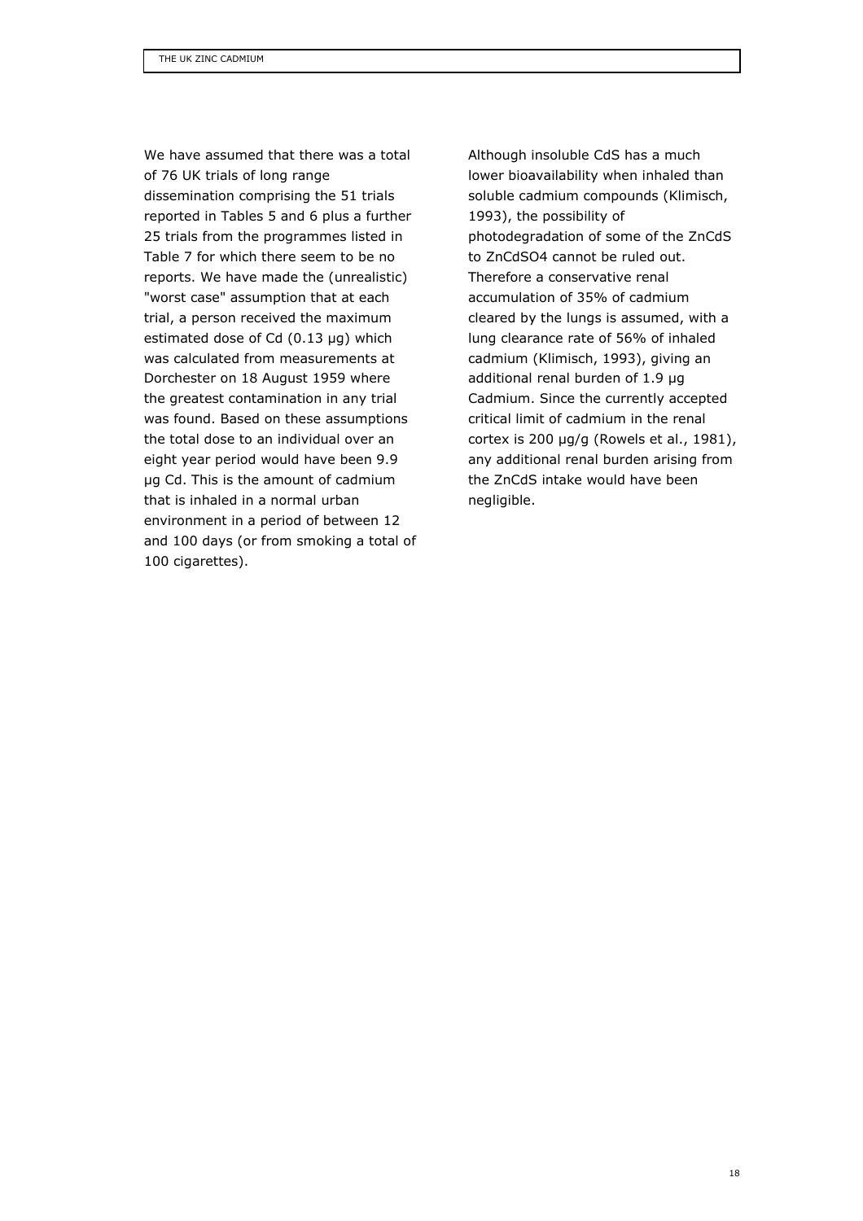We have assumed that there was a total of 76 UK trials of long range dissemination comprising the 51 trials reported in Tables 5 and 6 plus a further 25 trials from the programmes listed in Table 7 for which there seem to be no reports. We have made the (unrealistic) "worst case" assumption that at each trial, a person received the maximum estimated dose of Cd (0.13 µg) which was calculated from measurements at Dorchester on 18 August 1959 where the greatest contamination in any trial was found. Based on these assumptions the total dose to an individual over an eight year period would have been 9.9 µg Cd. This is the amount of cadmium that is inhaled in a normal urban environment in a period of between 12 and 100 days (or from smoking a total of 100 cigarettes).

Although insoluble CdS has a much lower bioavailability when inhaled than soluble cadmium compounds (Klimisch, 1993), the possibility of photodegradation of some of the ZnCdS to $ZnCdSO_4$ cannot be ruled out. Therefore a conservative renal accumulation of 35% of cadmium cleared by the lungs is assumed, with a lung clearance rate of 56% of inhaled cadmium (Klimisch, 1993), giving an additional renal burden of 1.9 µg Cadmium. Since the currently accepted critical limit of cadmium in the renal cortex is 200 µg/g (Rowels et al., 1981), any additional renal burden arising from the ZnCdS intake would have been negligible.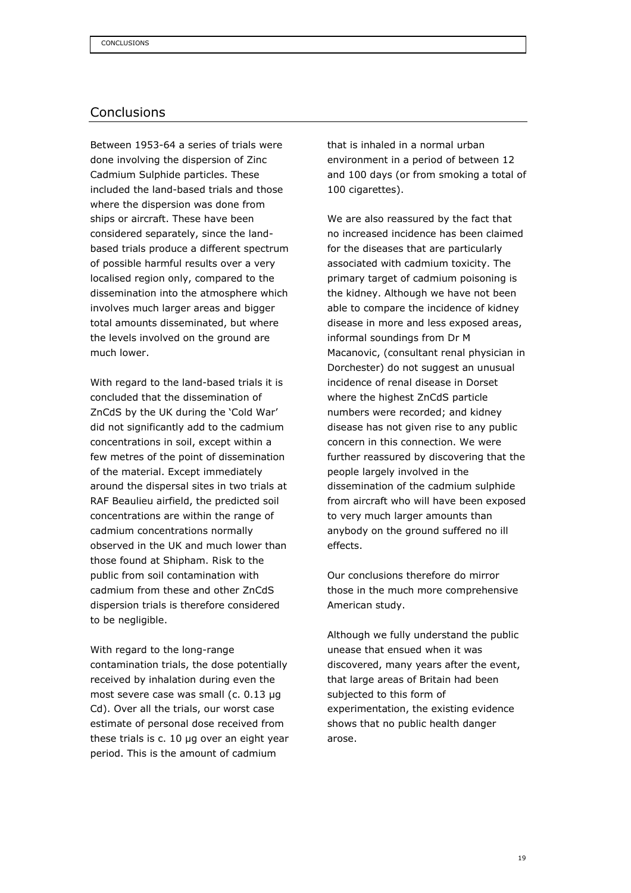## Conclusions

Between 1953-64 a series of trials were done involving the dispersion of Zinc Cadmium Sulphide particles. These included the land-based trials and those where the dispersion was done from ships or aircraft. These have been considered separately, since the land-based trials produce a different spectrum of possible harmful results over a very localised region only, compared to the dissemination into the atmosphere which involves much larger areas and bigger total amounts disseminated, but where the levels involved on the ground are much lower.

With regard to the land-based trials it is concluded that the dissemination of ZnCdS by the UK during the 'Cold War' did not significantly add to the cadmium concentrations in soil, except within a few metres of the point of dissemination of the material. Except immediately around the dispersal sites in two trials at RAF Beaulieu airfield, the predicted soil concentrations are within the range of cadmium concentrations normally observed in the UK and much lower than those found at Shipham. Risk to the public from soil contamination with cadmium from these and other ZnCdS dispersion trials is therefore considered to be negligible.

With regard to the long-range contamination trials, the dose potentially received by inhalation during even the most severe case was small (c. 0.13 µg Cd). Over all the trials, our worst case estimate of personal dose received from these trials is c. 10 µg over an eight year period. This is the amount of cadmium that is inhaled in a normal urban environment in a period of between 12 and 100 days (or from smoking a total of 100 cigarettes).

We are also reassured by the fact that no increased incidence has been claimed for the diseases that are particularly associated with cadmium toxicity. The primary target of cadmium poisoning is the kidney. Although we have not been able to compare the incidence of kidney disease in more and less exposed areas, informal soundings from Dr M Macanovic, (consultant renal physician in Dorchester) do not suggest an unusual incidence of renal disease in Dorset where the highest ZnCdS particle numbers were recorded; and kidney disease has not given rise to any public concern in this connection. We were further reassured by discovering that the people largely involved in the dissemination of the cadmium sulphide from aircraft who will have been exposed to very much larger amounts than anybody on the ground suffered no ill effects.

Our conclusions therefore do mirror those in the much more comprehensive American study.

Although we fully understand the public unease that ensued when it was discovered, many years after the event, that large areas of Britain had been subjected to this form of experimentation, the existing evidence shows that no public health danger arose.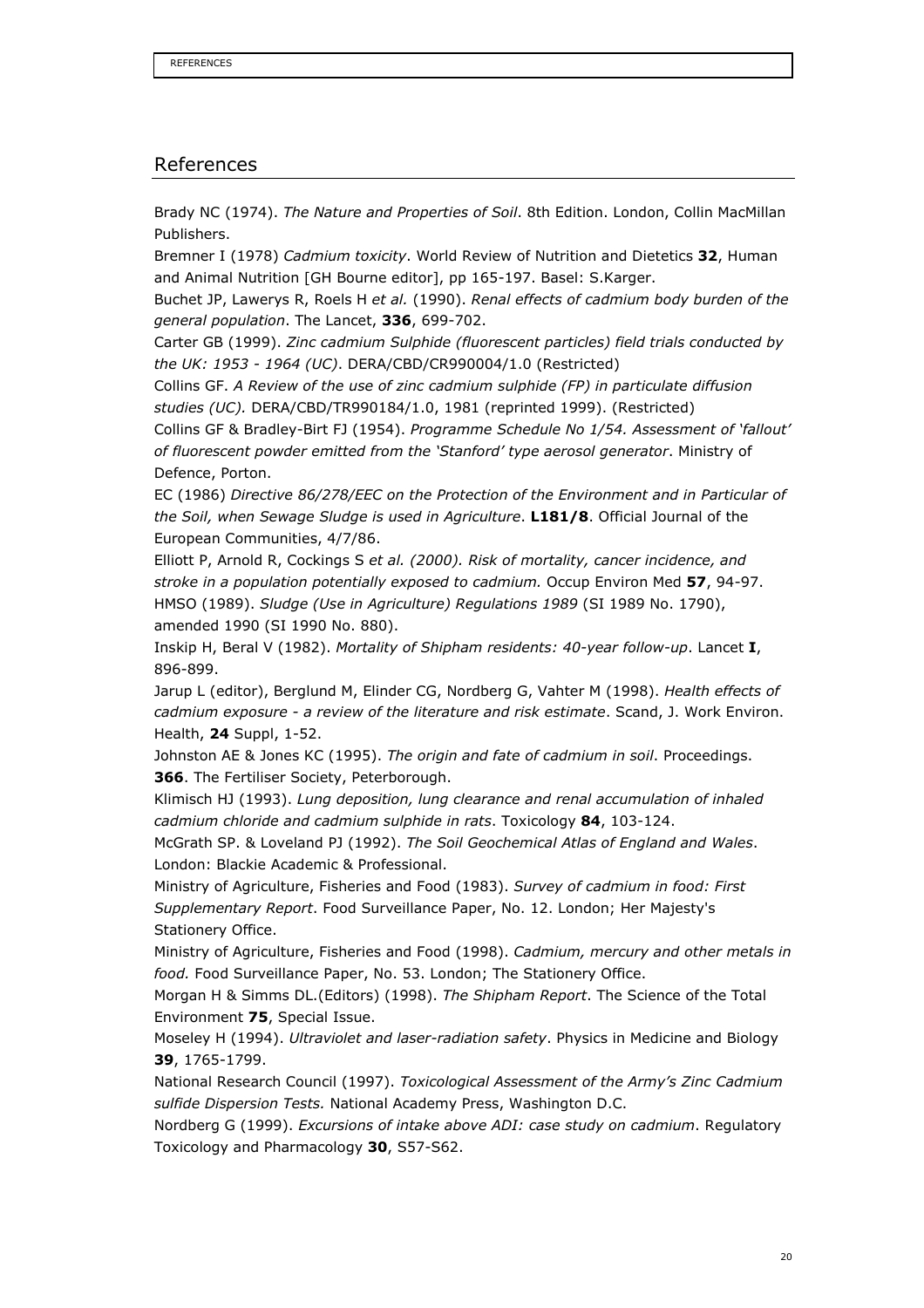## References

Brady NC (1974). *The Nature and Properties of Soil*. 8th Edition. London, Collin MacMillan Publishers.

Bremner I (1978) *Cadmium toxicity*. World Review of Nutrition and Dietetics **32**, Human and Animal Nutrition [GH Bourne editor], pp 165-197. Basel: S.Karger.

Buchet JP, Lawerys R, Roels H *et al.* (1990). *Renal effects of cadmium body burden of the general population*. The Lancet, **336**, 699-702.

Carter GB (1999). *Zinc cadmium Sulphide (fluorescent particles) field trials conducted by the UK: 1953 - 1964 (UC)*. DERA/CBD/CR990004/1.0 (Restricted)

Collins GF. *A Review of the use of zinc cadmium sulphide (FP) in particulate diffusion studies (UC).* DERA/CBD/TR990184/1.0, 1981 (reprinted 1999). (Restricted)

Collins GF & Bradley-Birt FJ (1954). *Programme Schedule No 1/54. Assessment of 'fallout' of fluorescent powder emitted from the 'Stanford' type aerosol generator*. Ministry of Defence, Porton.

EC (1986) *Directive 86/278/EEC on the Protection of the Environment and in Particular of the Soil, when Sewage Sludge is used in Agriculture*. **L181/8**. Official Journal of the European Communities, 4/7/86.

Elliott P, Arnold R, Cockings S *et al. (2000). Risk of mortality, cancer incidence, and stroke in a population potentially exposed to cadmium.* Occup Environ Med **57**, 94-97.

HMSO (1989). *Sludge (Use in Agriculture) Regulations 1989* (SI 1989 No. 1790), amended 1990 (SI 1990 No. 880).

Inskip H, Beral V (1982). *Mortality of Shipham residents: 40-year follow-up*. Lancet **I**, 896-899.

Jarup L (editor), Berglund M, Elinder CG, Nordberg G, Vahter M (1998). *Health effects of cadmium exposure - a review of the literature and risk estimate*. Scand, J. Work Environ. Health, **24** Suppl, 1-52.

Johnston AE & Jones KC (1995). *The origin and fate of cadmium in soil*. Proceedings. **366**. The Fertiliser Society, Peterborough.

Klimisch HJ (1993). *Lung deposition, lung clearance and renal accumulation of inhaled cadmium chloride and cadmium sulphide in rats*. Toxicology **84**, 103-124.

McGrath SP. & Loveland PJ (1992). *The Soil Geochemical Atlas of England and Wales*. London: Blackie Academic & Professional.

Ministry of Agriculture, Fisheries and Food (1983). *Survey of cadmium in food: First Supplementary Report*. Food Surveillance Paper, No. 12. London; Her Majesty's Stationery Office.

Ministry of Agriculture, Fisheries and Food (1998). *Cadmium, mercury and other metals in food.* Food Surveillance Paper, No. 53. London; The Stationery Office.

Morgan H & Simms DL.(Editors) (1998). *The Shipham Report*. The Science of the Total Environment **75**, Special Issue.

Moseley H (1994). *Ultraviolet and laser-radiation safety*. Physics in Medicine and Biology **39**, 1765-1799.

National Research Council (1997). *Toxicological Assessment of the Army's Zinc Cadmium sulfide Dispersion Tests.* National Academy Press, Washington D.C.

Nordberg G (1999). *Excursions of intake above ADI: case study on cadmium*. Regulatory Toxicology and Pharmacology **30**, S57-S62.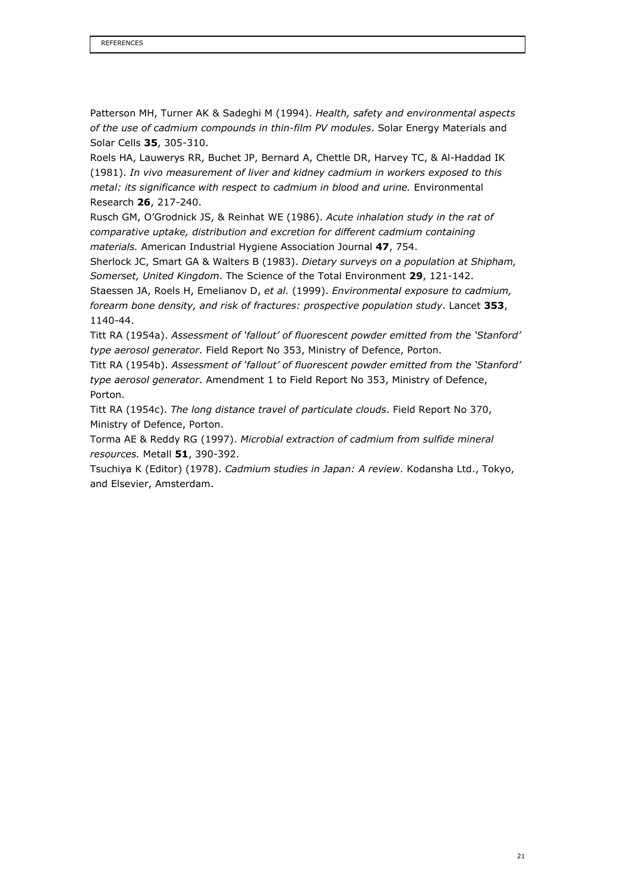Patterson MH, Turner AK & Sadeghi M (1994). *Health, safety and environmental aspects of the use of cadmium compounds in thin-film PV modules*. Solar Energy Materials and Solar Cells **35**, 305-310.

Roels HA, Lauwerys RR, Buchet JP, Bernard A, Chettle DR, Harvey TC, & Al-Haddad IK (1981). *In vivo measurement of liver and kidney cadmium in workers exposed to this metal: its significance with respect to cadmium in blood and urine.* Environmental Research **26**, 217-240.

Rusch GM, O'Grodnick JS, & Reinhat WE (1986). *Acute inhalation study in the rat of comparative uptake, distribution and excretion for different cadmium containing materials.* American Industrial Hygiene Association Journal **47**, 754.

Sherlock JC, Smart GA & Walters B (1983). *Dietary surveys on a population at Shipham, Somerset, United Kingdom*. The Science of the Total Environment **29**, 121-142.

Staessen JA, Roels H, Emelianov D, *et al.* (1999). *Environmental exposure to cadmium, forearm bone density, and risk of fractures: prospective population study*. Lancet **353**, 1140-44.

Titt RA (1954a). *Assessment of 'fallout' of fluorescent powder emitted from the 'Stanford' type aerosol generator*. Field Report No 353, Ministry of Defence, Porton.

Titt RA (1954b). *Assessment of 'fallout' of fluorescent powder emitted from the 'Stanford' type aerosol generator*. Amendment 1 to Field Report No 353, Ministry of Defence, Porton.

Titt RA (1954c). *The long distance travel of particulate clouds*. Field Report No 370, Ministry of Defence, Porton.

Torma AE & Reddy RG (1997). *Microbial extraction of cadmium from sulfide mineral resources.* Metall **51**, 390-392.

Tsuchiya K (Editor) (1978). *Cadmium studies in Japan: A review*. Kodansha Ltd., Tokyo, and Elsevier, Amsterdam.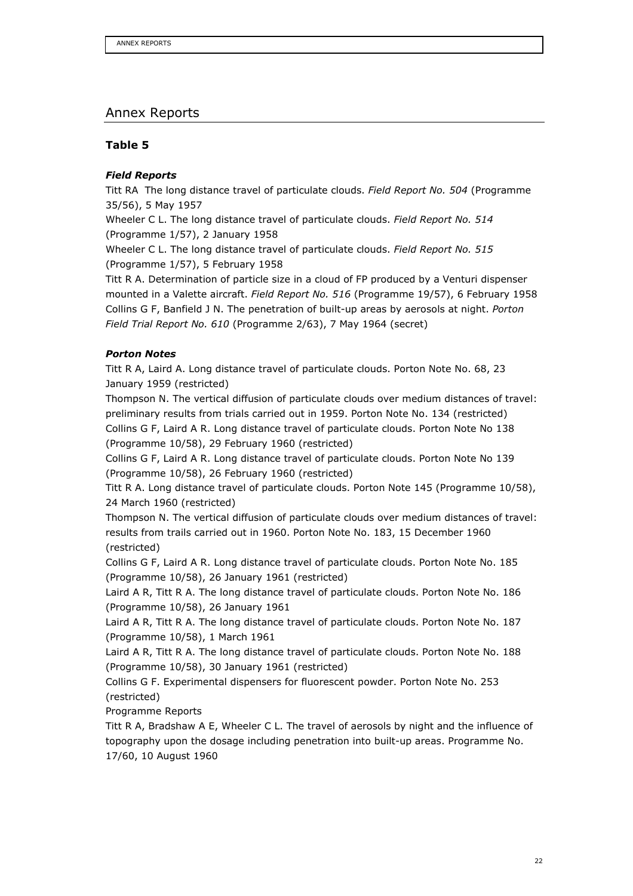# Annex Reports

### Table 5

#### *Field Reports*

Titt RA The long distance travel of particulate clouds. *Field Report No. 504* (Programme 35/56), 5 May 1957

Wheeler C L. The long distance travel of particulate clouds. *Field Report No. 514* (Programme 1/57), 2 January 1958

Wheeler C L. The long distance travel of particulate clouds. *Field Report No. 515* (Programme 1/57), 5 February 1958

Titt R A. Determination of particle size in a cloud of FP produced by a Venturi dispenser mounted in a Valette aircraft. *Field Report No. 516* (Programme 19/57), 6 February 1958

Collins G F, Banfield J N. The penetration of built-up areas by aerosols at night. *Porton Field Trial Report No. 610* (Programme 2/63), 7 May 1964 (secret)

#### *Porton Notes*

Titt R A, Laird A. Long distance travel of particulate clouds. Porton Note No. 68, 23 January 1959 (restricted)

Thompson N. The vertical diffusion of particulate clouds over medium distances of travel: preliminary results from trials carried out in 1959. Porton Note No. 134 (restricted)

Collins G F, Laird A R. Long distance travel of particulate clouds. Porton Note No 138 (Programme 10/58), 29 February 1960 (restricted)

Collins G F, Laird A R. Long distance travel of particulate clouds. Porton Note No 139 (Programme 10/58), 26 February 1960 (restricted)

Titt R A. Long distance travel of particulate clouds. Porton Note 145 (Programme 10/58), 24 March 1960 (restricted)

Thompson N. The vertical diffusion of particulate clouds over medium distances of travel: results from trails carried out in 1960. Porton Note No. 183, 15 December 1960 (restricted)

Collins G F, Laird A R. Long distance travel of particulate clouds. Porton Note No. 185 (Programme 10/58), 26 January 1961 (restricted)

Laird A R, Titt R A. The long distance travel of particulate clouds. Porton Note No. 186 (Programme 10/58), 26 January 1961

Laird A R, Titt R A. The long distance travel of particulate clouds. Porton Note No. 187 (Programme 10/58), 1 March 1961

Laird A R, Titt R A. The long distance travel of particulate clouds. Porton Note No. 188 (Programme 10/58), 30 January 1961 (restricted)

Collins G F. Experimental dispensers for fluorescent powder. Porton Note No. 253 (restricted)

Programme Reports

Titt R A, Bradshaw A E, Wheeler C L. The travel of aerosols by night and the influence of topography upon the dosage including penetration into built-up areas. Programme No. 17/60, 10 August 1960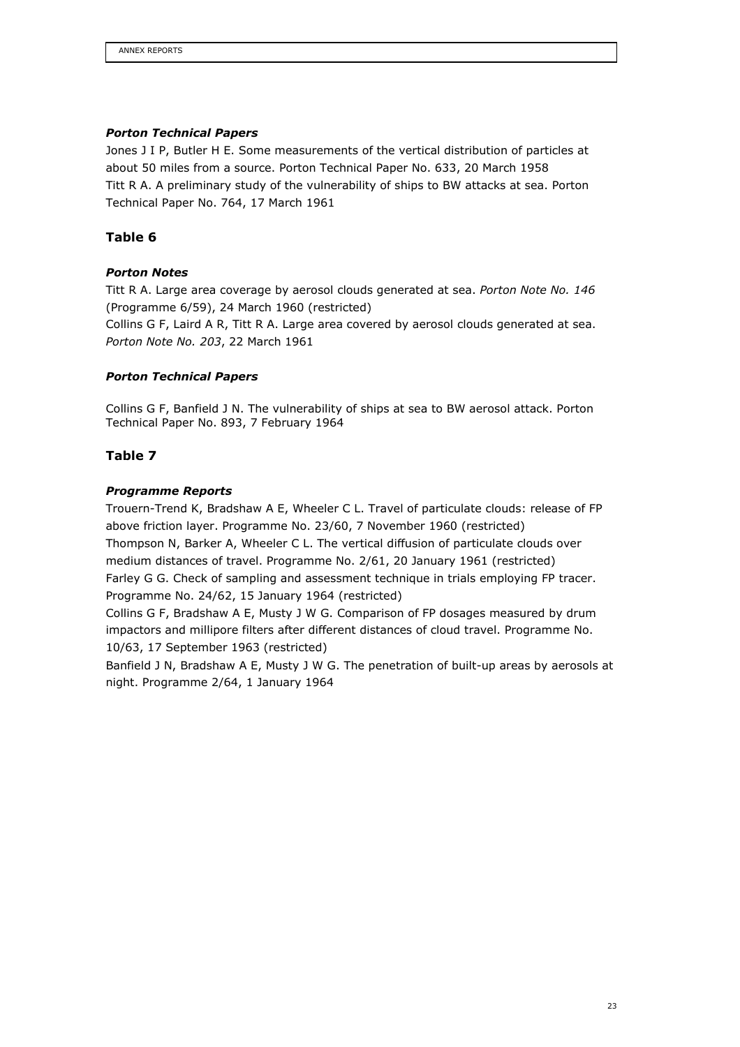### *Porton Technical Papers*

Jones J I P, Butler H E. Some measurements of the vertical distribution of particles at about 50 miles from a source. Porton Technical Paper No. 633, 20 March 1958

Titt R A. A preliminary study of the vulnerability of ships to BW attacks at sea. Porton Technical Paper No. 764, 17 March 1961

## Table 6

### *Porton Notes*

Titt R A. Large area coverage by aerosol clouds generated at sea. *Porton Note No. 146* (Programme 6/59), 24 March 1960 (restricted)

Collins G F, Laird A R, Titt R A. Large area covered by aerosol clouds generated at sea. *Porton Note No. 203*, 22 March 1961

### *Porton Technical Papers*

Collins G F, Banfield J N. The vulnerability of ships at sea to BW aerosol attack. Porton Technical Paper No. 893, 7 February 1964

## Table 7

### *Programme Reports*

Trouern-Trend K, Bradshaw A E, Wheeler C L. Travel of particulate clouds: release of FP above friction layer. Programme No. 23/60, 7 November 1960 (restricted)

Thompson N, Barker A, Wheeler C L. The vertical diffusion of particulate clouds over medium distances of travel. Programme No. 2/61, 20 January 1961 (restricted)

Farley G G. Check of sampling and assessment technique in trials employing FP tracer. Programme No. 24/62, 15 January 1964 (restricted)

Collins G F, Bradshaw A E, Musty J W G. Comparison of FP dosages measured by drum impactors and millipore filters after different distances of cloud travel. Programme No. 10/63, 17 September 1963 (restricted)

Banfield J N, Bradshaw A E, Musty J W G. The penetration of built-up areas by aerosols at night. Programme 2/64, 1 January 1964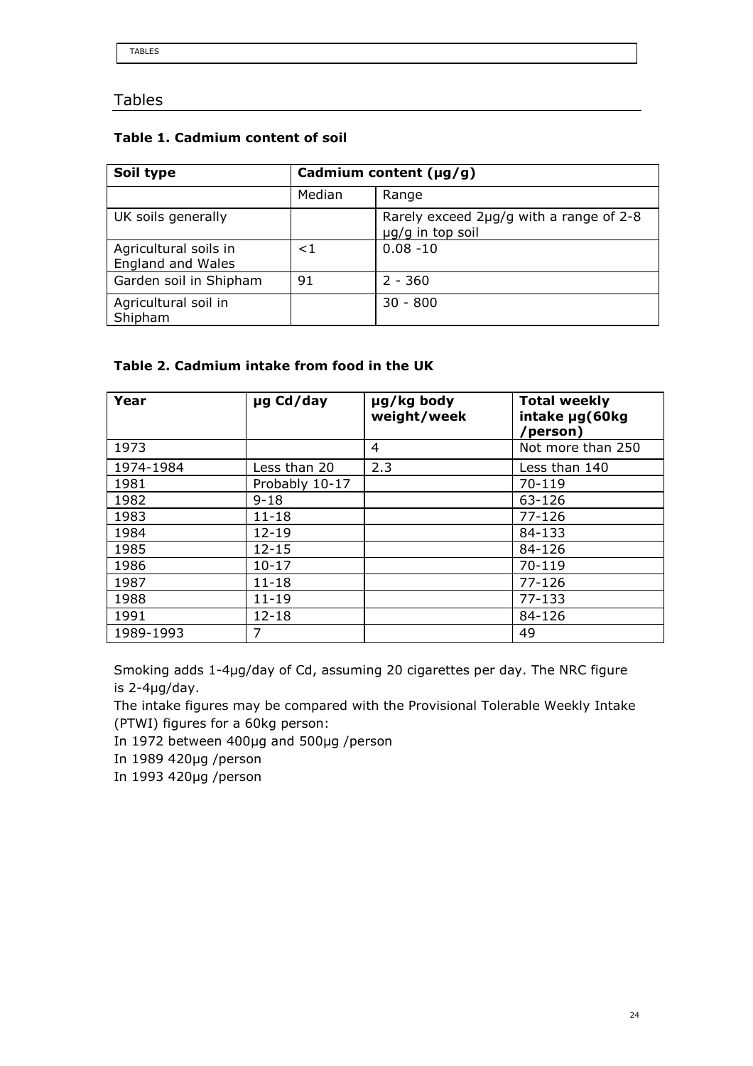## Tables

**Table 1. Cadmium content of soil**

| Soil type | Cadmium content (μg/g) | |
|---|---|---|
| | Median | Range |
| UK soils generally | | Rarely exceed 2μg/g with a range of 2-8 μg/g in top soil |
| Agricultural soils in England and Wales | <1 | 0.08 -10 |
| Garden soil in Shipham | 91 | 2 - 360 |
| Agricultural soil in Shipham | | 30 - 800 |

**Table 2. Cadmium intake from food in the UK**

| Year | μg Cd/day | μg/kg body weight/week | Total weekly intake μg(60kg /person) |
|---|---|---|---|
| 1973 | | 4 | Not more than 250 |
| 1974-1984 | Less than 20 | 2.3 | Less than 140 |
| 1981 | Probably 10-17 | | 70-119 |
| 1982 | 9-18 | | 63-126 |
| 1983 | 11-18 | | 77-126 |
| 1984 | 12-19 | | 84-133 |
| 1985 | 12-15 | | 84-126 |
| 1986 | 10-17 | | 70-119 |
| 1987 | 11-18 | | 77-126 |
| 1988 | 11-19 | | 77-133 |
| 1991 | 12-18 | | 84-126 |
| 1989-1993 | 7 | | 49 |

Smoking adds 1-4μg/day of Cd, assuming 20 cigarettes per day. The NRC figure is 2-4μg/day.

The intake figures may be compared with the Provisional Tolerable Weekly Intake (PTWI) figures for a 60kg person:

In 1972 between 400μg and 500μg /person

In 1989 420μg /person

In 1993 420μg /person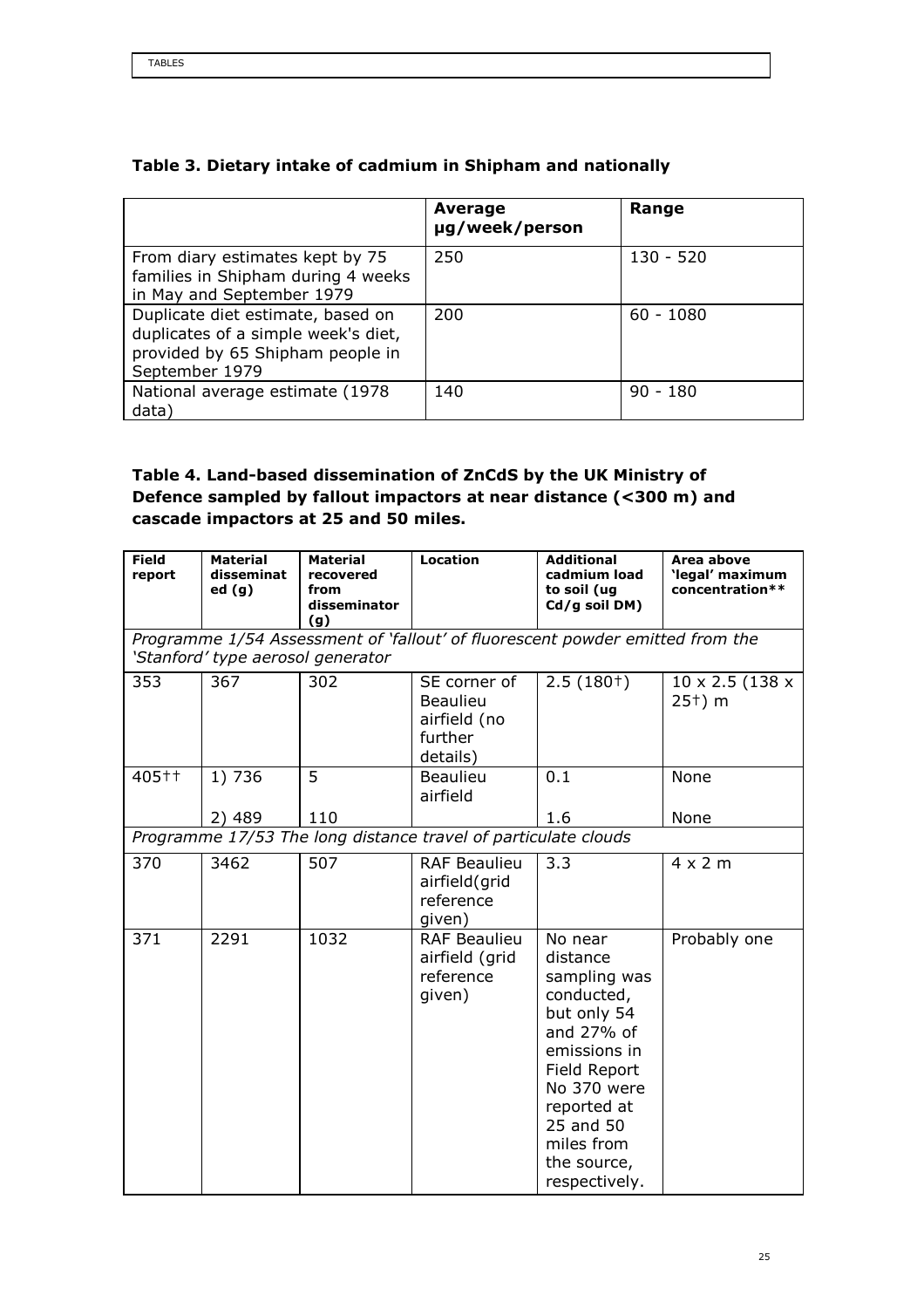**Table 3. Dietary intake of cadmium in Shipham and nationally**

| | Average µg/week/person | Range |
|---|---|---|
| From diary estimates kept by 75 families in Shipham during 4 weeks in May and September 1979 | 250 | 130 - 520 |
| Duplicate diet estimate, based on duplicates of a simple week's diet, provided by 65 Shipham people in September 1979 | 200 | 60 - 1080 |
| National average estimate (1978 data) | 140 | 90 - 180 |

**Table 4. Land-based dissemination of ZnCdS by the UK Ministry of Defence sampled by fallout impactors at near distance (<300 m) and cascade impactors at 25 and 50 miles.**

| Field report | Material disseminated (g) | Material recovered from disseminator (g) | Location | Additional cadmium load to soil (ug Cd/g soil DM) | Area above 'legal' maximum concentration** |
|---|---|---|---|---|---|
| *Programme 1/54 Assessment of 'fallout' of fluorescent powder emitted from the 'Stanford' type aerosol generator* | | | | | |
| 353 | 367 | 302 | SE corner of Beaulieu airfield (no further details) | 2.5 (180†) | 10 x 2.5 (138 x 25†) m |
| 405†† | 1) 736 | 5 | Beaulieu airfield | 0.1 | None |
| | 2) 489 | 110 | | 1.6 | None |
| *Programme 17/53 The long distance travel of particulate clouds* | | | | | |
| 370 | 3462 | 507 | RAF Beaulieu airfield(grid reference given) | 3.3 | 4 x 2 m |
| 371 | 2291 | 1032 | RAF Beaulieu airfield (grid reference given) | No near distance sampling was conducted, but only 54 and 27% of emissions in Field Report No 370 were reported at 25 and 50 miles from the source, respectively. | Probably one |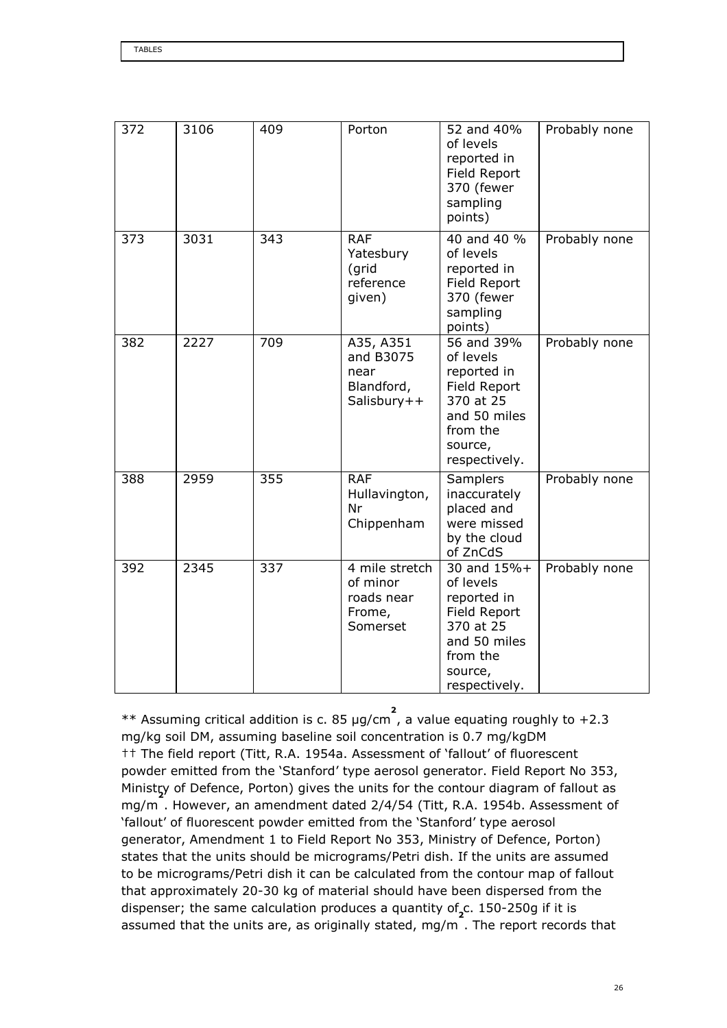| 372 | 3106 | 409 | Porton | 52 and 40% of levels reported in Field Report 370 (fewer sampling points) | Probably none |
|---|---|---|---|---|---|
| 373 | 3031 | 343 | RAF Yatesbury (grid reference given) | 40 and 40 % of levels reported in Field Report 370 (fewer sampling points) | Probably none |
| 382 | 2227 | 709 | A35, A351 and B3075 near Blandford, Salisbury++ | 56 and 39% of levels reported in Field Report 370 at 25 and 50 miles from the source, respectively. | Probably none |
| 388 | 2959 | 355 | RAF Hullavington, Nr Chippenham | Samplers inaccurately placed and were missed by the cloud of ZnCdS | Probably none |
| 392 | 2345 | 337 | 4 mile stretch of minor roads near Frome, Somerset | 30 and 15%+ of levels reported in Field Report 370 at 25 and 50 miles from the source, respectively. | Probably none |

** Assuming critical addition is c. 85 µg/cm$^2$, a value equating roughly to +2.3 mg/kg soil DM, assuming baseline soil concentration is 0.7 mg/kgDM

†† The field report (Titt, R.A. 1954a. Assessment of 'fallout' of fluorescent powder emitted from the 'Stanford' type aerosol generator. Field Report No 353, Ministry of Defence, Porton) gives the units for the contour diagram of fallout as mg/m$^2$. However, an amendment dated 2/4/54 (Titt, R.A. 1954b. Assessment of 'fallout' of fluorescent powder emitted from the 'Stanford' type aerosol generator, Amendment 1 to Field Report No 353, Ministry of Defence, Porton) states that the units should be micrograms/Petri dish. If the units are assumed to be micrograms/Petri dish it can be calculated from the contour map of fallout that approximately 20-30 kg of material should have been dispersed from the dispenser; the same calculation produces a quantity of c. 150-250g if it is assumed that the units are, as originally stated, mg/m$^2$. The report records that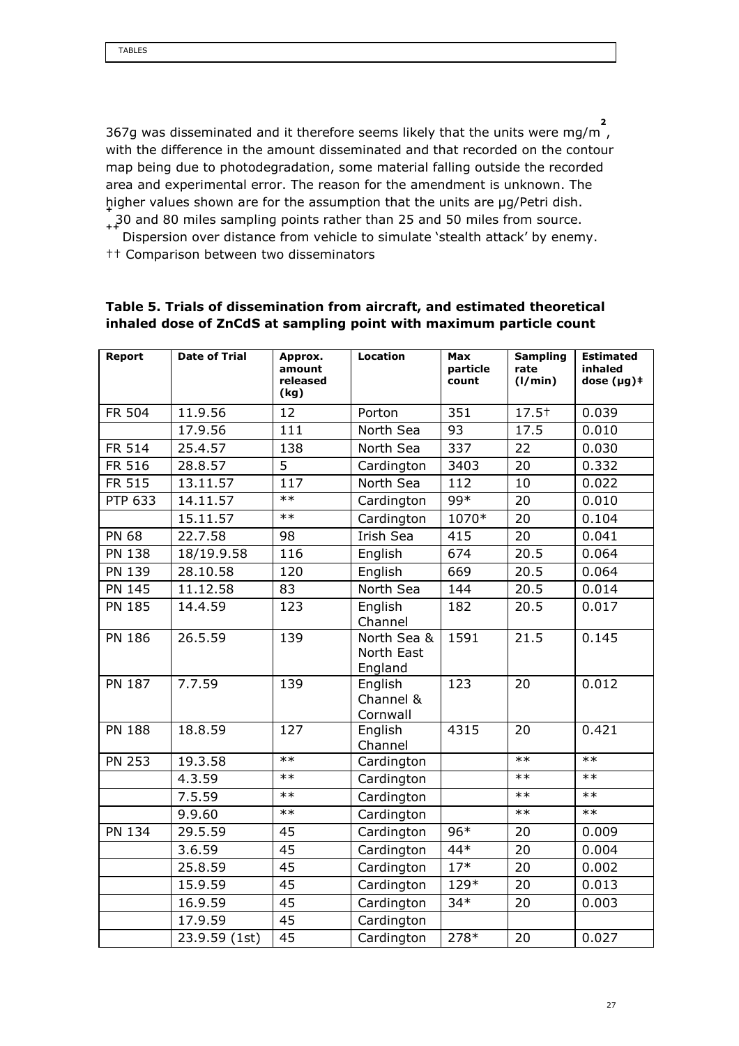367g was disseminated and it therefore seems likely that the units were mg/m$^2$, with the difference in the amount disseminated and that recorded on the contour map being due to photodegradation, some material falling outside the recorded area and experimental error. The reason for the amendment is unknown. The higher values shown are for the assumption that the units are µg/Petri dish.

+ 30 and 80 miles sampling points rather than 25 and 50 miles from source.

++ Dispersion over distance from vehicle to simulate 'stealth attack' by enemy.

†† Comparison between two disseminators

**Table 5. Trials of dissemination from aircraft, and estimated theoretical inhaled dose of ZnCdS at sampling point with maximum particle count**

| Report | Date of Trial | Approx. amount released (kg) | Location | Max particle count | Sampling rate (l/min) | Estimated inhaled dose (µg)‡ |
|---|---|---|---|---|---|---|
| FR 504 | 11.9.56 | 12 | Porton | 351 | 17.5† | 0.039 |
| | 17.9.56 | 111 | North Sea | 93 | 17.5 | 0.010 |
| FR 514 | 25.4.57 | 138 | North Sea | 337 | 22 | 0.030 |
| FR 516 | 28.8.57 | 5 | Cardington | 3403 | 20 | 0.332 |
| FR 515 | 13.11.57 | 117 | North Sea | 112 | 10 | 0.022 |
| PTP 633 | 14.11.57 | ** | Cardington | 99* | 20 | 0.010 |
| | 15.11.57 | ** | Cardington | 1070* | 20 | 0.104 |
| PN 68 | 22.7.58 | 98 | Irish Sea | 415 | 20 | 0.041 |
| PN 138 | 18/19.9.58 | 116 | English | 674 | 20.5 | 0.064 |
| PN 139 | 28.10.58 | 120 | English | 669 | 20.5 | 0.064 |
| PN 145 | 11.12.58 | 83 | North Sea | 144 | 20.5 | 0.014 |
| PN 185 | 14.4.59 | 123 | English Channel | 182 | 20.5 | 0.017 |
| PN 186 | 26.5.59 | 139 | North Sea & North East England | 1591 | 21.5 | 0.145 |
| PN 187 | 7.7.59 | 139 | English Channel & Cornwall | 123 | 20 | 0.012 |
| PN 188 | 18.8.59 | 127 | English Channel | 4315 | 20 | 0.421 |
| PN 253 | 19.3.58 | ** | Cardington | | ** | ** |
| | 4.3.59 | ** | Cardington | | ** | ** |
| | 7.5.59 | ** | Cardington | | ** | ** |
| | 9.9.60 | ** | Cardington | | ** | ** |
| PN 134 | 29.5.59 | 45 | Cardington | 96* | 20 | 0.009 |
| | 3.6.59 | 45 | Cardington | 44* | 20 | 0.004 |
| | 25.8.59 | 45 | Cardington | 17* | 20 | 0.002 |
| | 15.9.59 | 45 | Cardington | 129* | 20 | 0.013 |
| | 16.9.59 | 45 | Cardington | 34* | 20 | 0.003 |
| | 17.9.59 | 45 | Cardington | | | |
| | 23.9.59 (1st) | 45 | Cardington | 278* | 20 | 0.027 |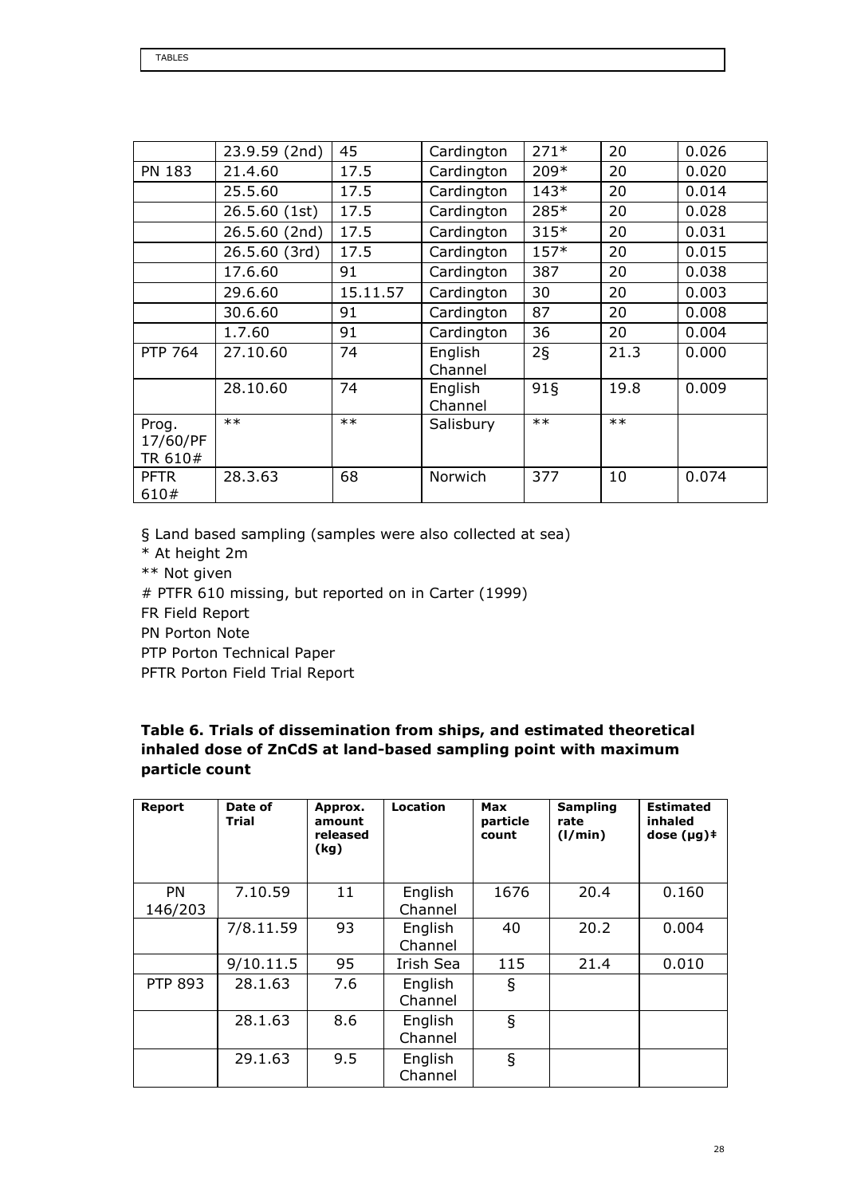|  | 23.9.59 (2nd) | 45 | Cardington | 271* | 20 | 0.026 |
|---|---|---|---|---|---|---|
| PN 183 | 21.4.60 | 17.5 | Cardington | 209* | 20 | 0.020 |
|  | 25.5.60 | 17.5 | Cardington | 143* | 20 | 0.014 |
|  | 26.5.60 (1st) | 17.5 | Cardington | 285* | 20 | 0.028 |
|  | 26.5.60 (2nd) | 17.5 | Cardington | 315* | 20 | 0.031 |
|  | 26.5.60 (3rd) | 17.5 | Cardington | 157* | 20 | 0.015 |
|  | 17.6.60 | 91 | Cardington | 387 | 20 | 0.038 |
|  | 29.6.60 | 15.11.57 | Cardington | 30 | 20 | 0.003 |
|  | 30.6.60 | 91 | Cardington | 87 | 20 | 0.008 |
|  | 1.7.60 | 91 | Cardington | 36 | 20 | 0.004 |
| PTP 764 | 27.10.60 | 74 | English Channel | 2§ | 21.3 | 0.000 |
|  | 28.10.60 | 74 | English Channel | 91§ | 19.8 | 0.009 |
| Prog. 17/60/PF TR 610# | ** | ** | Salisbury | ** | ** |  |
| PFTR 610# | 28.3.63 | 68 | Norwich | 377 | 10 | 0.074 |

§ Land based sampling (samples were also collected at sea)
* At height 2m
** Not given
# PTFR 610 missing, but reported on in Carter (1999)
FR Field Report
PN Porton Note
PTP Porton Technical Paper
PFTR Porton Field Trial Report

**Table 6. Trials of dissemination from ships, and estimated theoretical inhaled dose of ZnCdS at land-based sampling point with maximum particle count**

| Report | Date of Trial | Approx. amount released (kg) | Location | Max particle count | Sampling rate (l/min) | Estimated inhaled dose (μg)‡ |
|---|---|---|---|---|---|---|
| PN 146/203 | 7.10.59 | 11 | English Channel | 1676 | 20.4 | 0.160 |
|  | 7/8.11.59 | 93 | English Channel | 40 | 20.2 | 0.004 |
|  | 9/10.11.5 | 95 | Irish Sea | 115 | 21.4 | 0.010 |
| PTP 893 | 28.1.63 | 7.6 | English Channel | § |  |  |
|  | 28.1.63 | 8.6 | English Channel | § |  |  |
|  | 29.1.63 | 9.5 | English Channel | § |  |  |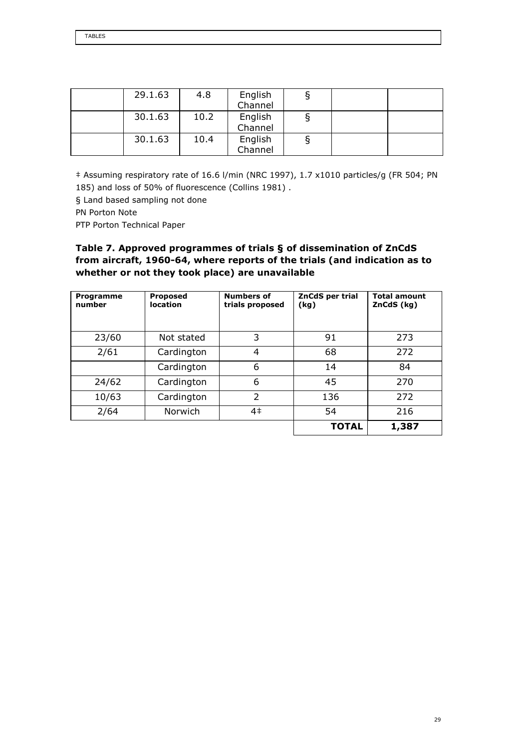| | 29.1.63 | 4.8 | English Channel | § | | |
|---|---|---|---|---|---|---|
| | 30.1.63 | 10.2 | English Channel | § | | |
| | 30.1.63 | 10.4 | English Channel | § | | |

‡ Assuming respiratory rate of 16.6 l/min (NRC 1997), 1.7 x1010 particles/g (FR 504; PN 185) and loss of 50% of fluorescence (Collins 1981) .

§ Land based sampling not done

PN Porton Note

PTP Porton Technical Paper

### Table 7. Approved programmes of trials § of dissemination of ZnCdS from aircraft, 1960-64, where reports of the trials (and indication as to whether or not they took place) are unavailable

| Programme number | Proposed location | Numbers of trials proposed | ZnCdS per trial (kg) | Total amount ZnCdS (kg) |
|---|---|---|---|---|
| 23/60 | Not stated | 3 | 91 | 273 |
| 2/61 | Cardington | 4 | 68 | 272 |
| | Cardington | 6 | 14 | 84 |
| 24/62 | Cardington | 6 | 45 | 270 |
| 10/63 | Cardington | 2 | 136 | 272 |
| 2/64 | Norwich | 4‡ | 54 | 216 |
| | | | **TOTAL** | **1,387** |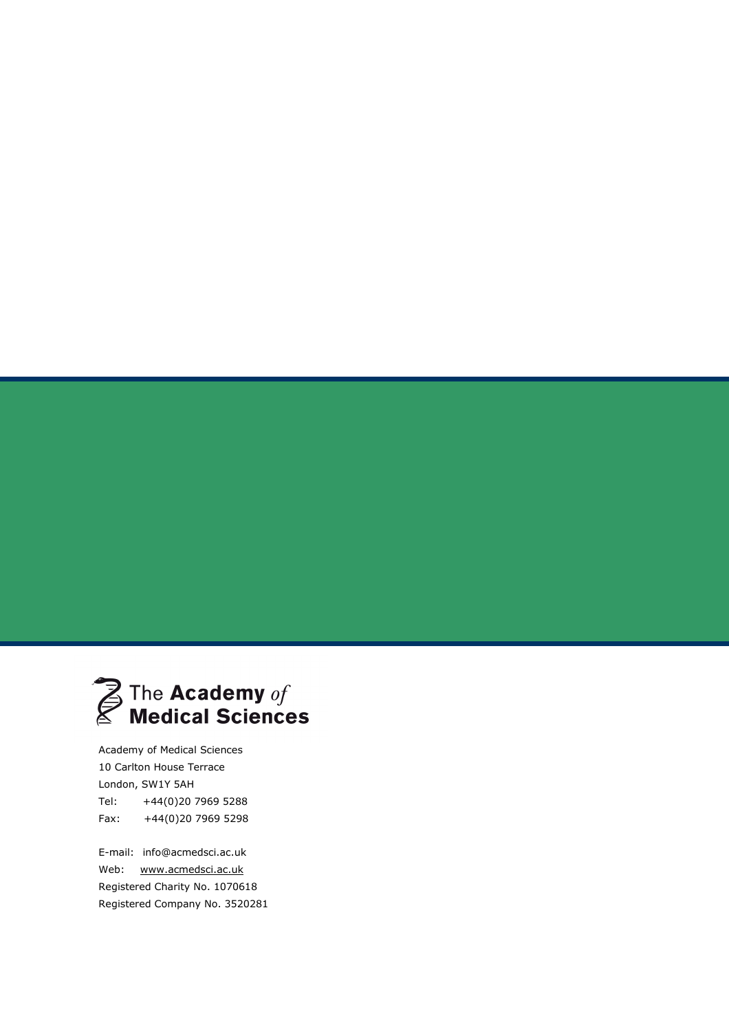The Academy *of* **Medical Sciences**

Academy of Medical Sciences
10 Carlton House Terrace
London, SW1Y 5AH
Tel: +44(0)20 7969 5288
Fax: +44(0)20 7969 5298

E-mail: info@acmedsci.ac.uk
Web: www.acmedsci.ac.uk
Registered Charity No. 1070618
Registered Company No. 3520281